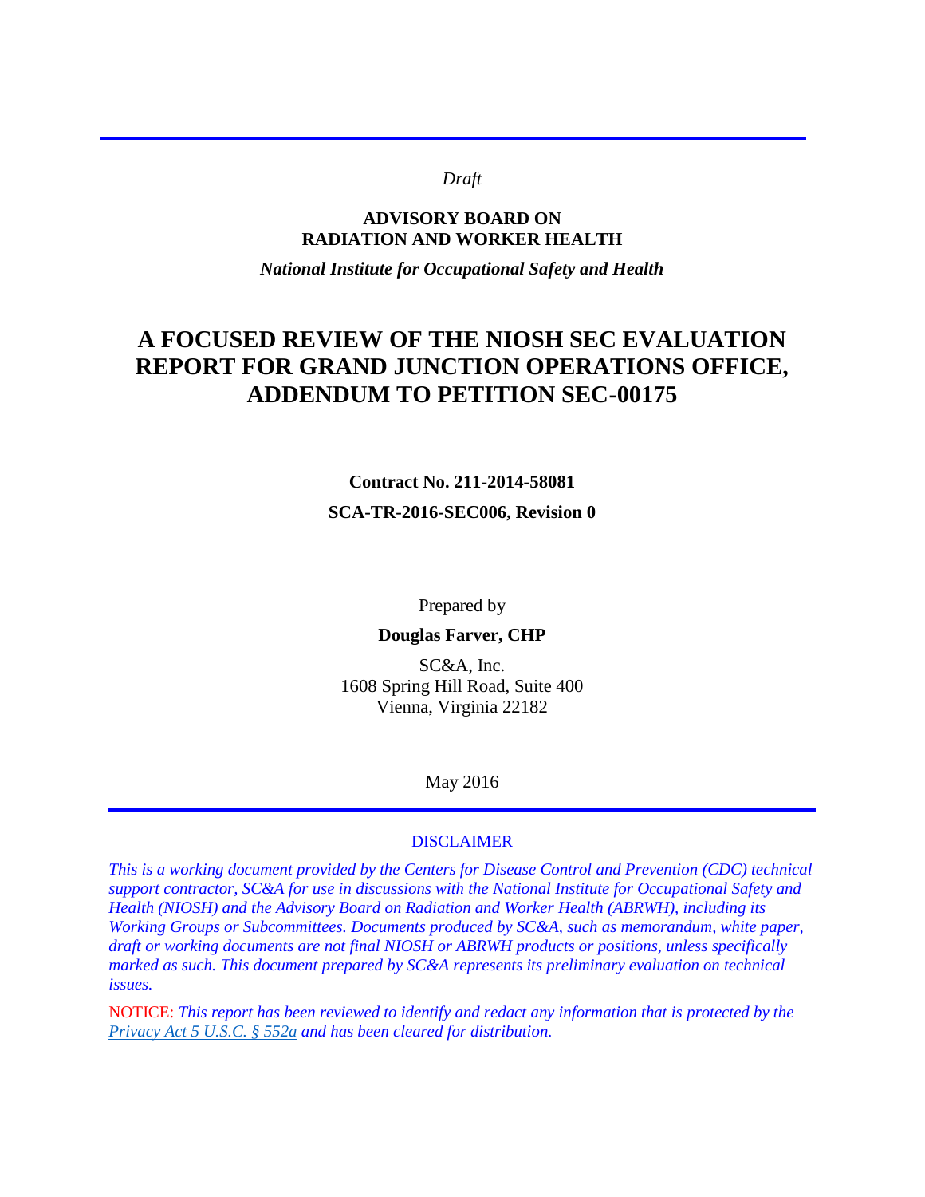*Draft*

**ADVISORY BOARD ON RADIATION AND WORKER HEALTH**

***National Institute for Occupational Safety and Health***

# A FOCUSED REVIEW OF THE NIOSH SEC EVALUATION REPORT FOR GRAND JUNCTION OPERATIONS OFFICE, ADDENDUM TO PETITION SEC-00175

**Contract No. 211-2014-58081**

**SCA-TR-2016-SEC006, Revision 0**

Prepared by

**Douglas Farver, CHP**

SC&A, Inc.
1608 Spring Hill Road, Suite 400
Vienna, Virginia 22182

May 2016

DISCLAIMER

*This is a working document provided by the Centers for Disease Control and Prevention (CDC) technical support contractor, SC&A for use in discussions with the National Institute for Occupational Safety and Health (NIOSH) and the Advisory Board on Radiation and Worker Health (ABRWH), including its Working Groups or Subcommittees. Documents produced by SC&A, such as memorandum, white paper, draft or working documents are not final NIOSH or ABRWH products or positions, unless specifically marked as such. This document prepared by SC&A represents its preliminary evaluation on technical issues.*

NOTICE: *This report has been reviewed to identify and redact any information that is protected by the Privacy Act 5 U.S.C. § 552a and has been cleared for distribution.*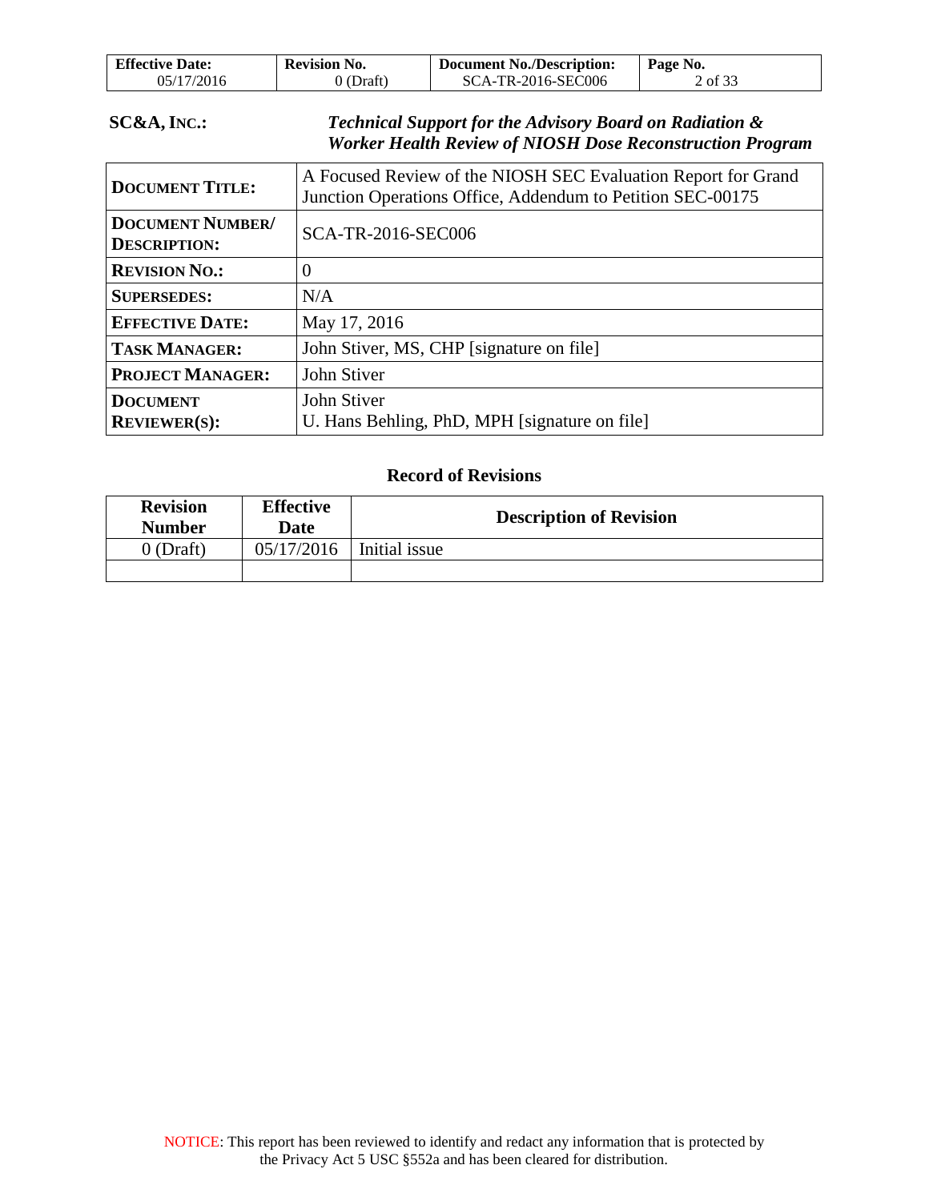**SC&A, INC.:** ***Technical Support for the Advisory Board on Radiation & Worker Health Review of NIOSH Dose Reconstruction Program***

| | |
|---|---|
| **DOCUMENT TITLE:** | A Focused Review of the NIOSH SEC Evaluation Report for Grand Junction Operations Office, Addendum to Petition SEC-00175 |
| **DOCUMENT NUMBER/ DESCRIPTION:** | SCA-TR-2016-SEC006 |
| **REVISION NO.:** | 0 |
| **SUPERSEDES:** | N/A |
| **EFFECTIVE DATE:** | May 17, 2016 |
| **TASK MANAGER:** | John Stiver, MS, CHP [signature on file] |
| **PROJECT MANAGER:** | John Stiver |
| **DOCUMENT REVIEWER(S):** | John Stiver<br>U. Hans Behling, PhD, MPH [signature on file] |

## Record of Revisions

| Revision Number | Effective Date | Description of Revision |
|---|---|---|
| 0 (Draft) | 05/17/2016 | Initial issue |
| | | |

NOTICE: This report has been reviewed to identify and redact any information that is protected by the Privacy Act 5 USC §552a and has been cleared for distribution.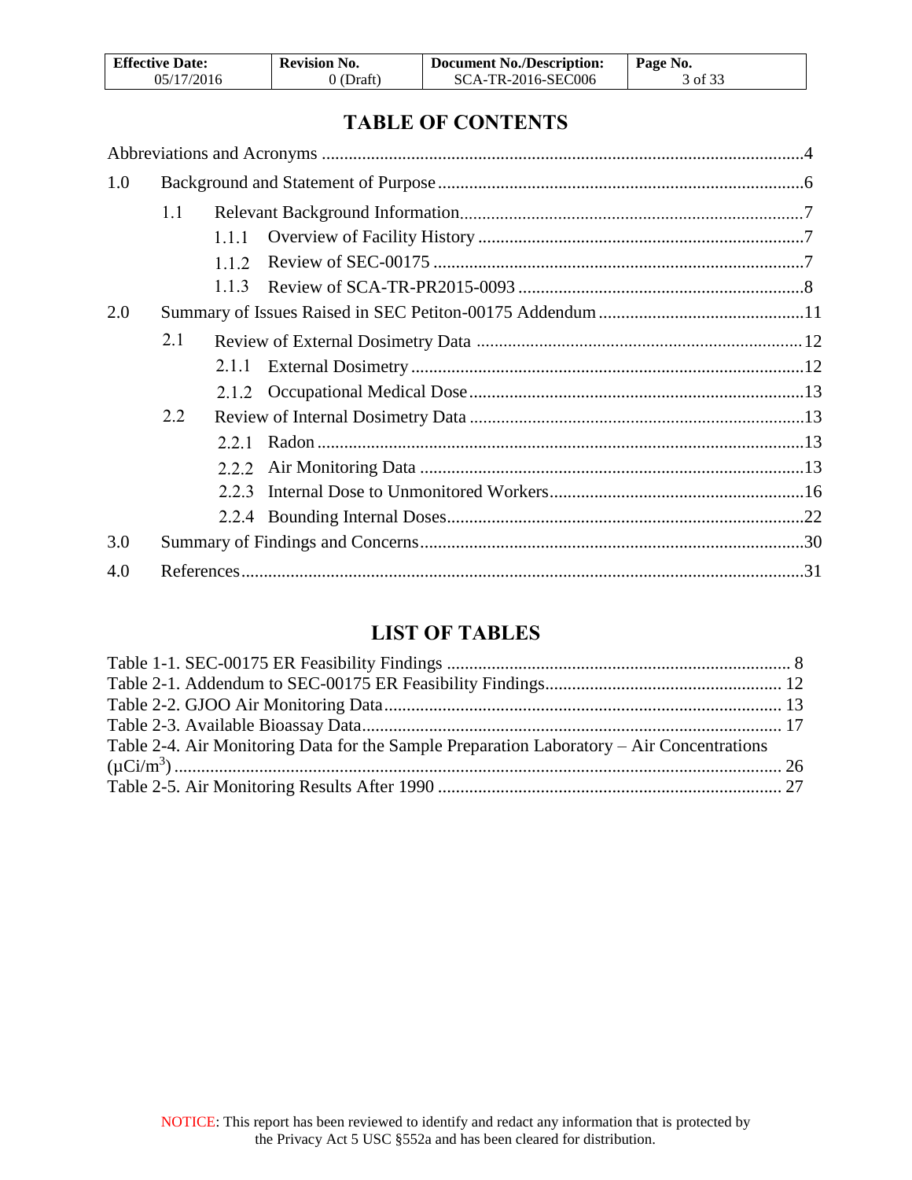# TABLE OF CONTENTS

Abbreviations and Acronyms ....................................................................................................4

1.0 Background and Statement of Purpose ..................................................................................6

- 1.1 Relevant Background Information.............................................................................7
  - 1.1.1 Overview of Facility History .........................................................................7
  - 1.1.2 Review of SEC-00175 ...................................................................................7
  - 1.1.3 Review of SCA-TR-PR2015-0093 ................................................................8

2.0 Summary of Issues Raised in SEC Petiton-00175 Addendum ..............................................11

- 2.1 Review of External Dosimetry Data .........................................................................12
  - 2.1.1 External Dosimetry ........................................................................................12
  - 2.1.2 Occupational Medical Dose ...........................................................................13
- 2.2 Review of Internal Dosimetry Data ...........................................................................13
  - 2.2.1 Radon ............................................................................................................13
  - 2.2.2 Air Monitoring Data ......................................................................................13
  - 2.2.3 Internal Dose to Unmonitored Workers.........................................................16
  - 2.2.4 Bounding Internal Doses................................................................................22

3.0 Summary of Findings and Concerns......................................................................................30

4.0 References.............................................................................................................................31

# LIST OF TABLES

Table 1-1. SEC-00175 ER Feasibility Findings ............................................................................. 8

Table 2-1. Addendum to SEC-00175 ER Feasibility Findings.................................................... 12

Table 2-2. GJOO Air Monitoring Data......................................................................................... 13

Table 2-3. Available Bioassay Data.............................................................................................. 17

Table 2-4. Air Monitoring Data for the Sample Preparation Laboratory – Air Concentrations ($\mu Ci/m^3$) ........................................................................................................................ 26

Table 2-5. Air Monitoring Results After 1990 ............................................................................. 27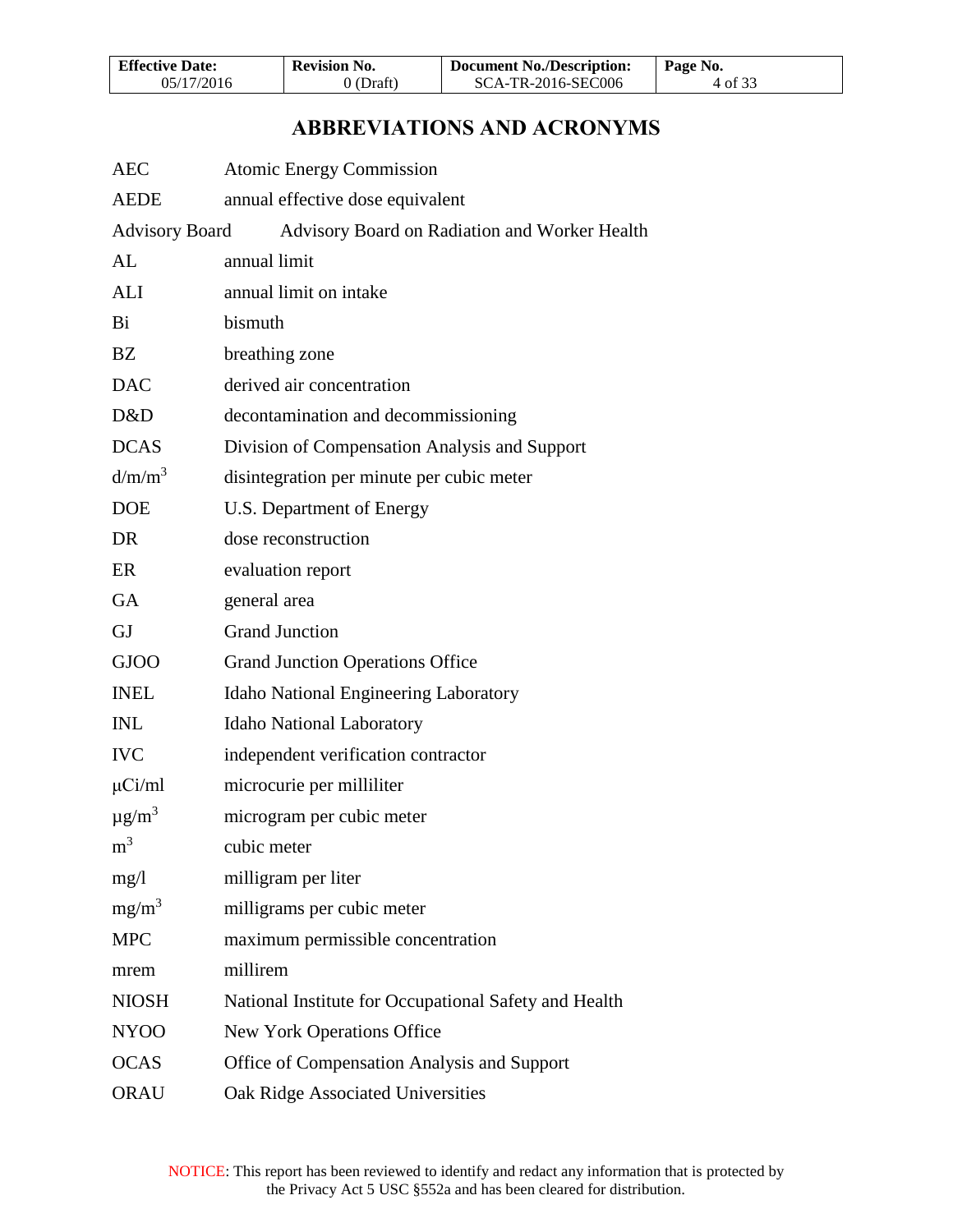# ABBREVIATIONS AND ACRONYMS

| | |
|---|---|
| AEC | Atomic Energy Commission |
| AEDE | annual effective dose equivalent |
| Advisory Board | Advisory Board on Radiation and Worker Health |
| AL | annual limit |
| ALI | annual limit on intake |
| Bi | bismuth |
| BZ | breathing zone |
| DAC | derived air concentration |
| D&D | decontamination and decommissioning |
| DCAS | Division of Compensation Analysis and Support |
| $d/m/m^3$ | disintegration per minute per cubic meter |
| DOE | U.S. Department of Energy |
| DR | dose reconstruction |
| ER | evaluation report |
| GA | general area |
| GJ | Grand Junction |
| GJOO | Grand Junction Operations Office |
| INEL | Idaho National Engineering Laboratory |
| INL | Idaho National Laboratory |
| IVC | independent verification contractor |
| μCi/ml | microcurie per milliliter |
| $\mu g/m^3$ | microgram per cubic meter |
| $m^3$ | cubic meter |
| mg/l | milligram per liter |
| $mg/m^3$ | milligrams per cubic meter |
| MPC | maximum permissible concentration |
| mrem | millirem |
| NIOSH | National Institute for Occupational Safety and Health |
| NYOO | New York Operations Office |
| OCAS | Office of Compensation Analysis and Support |
| ORAU | Oak Ridge Associated Universities |

NOTICE: This report has been reviewed to identify and redact any information that is protected by the Privacy Act 5 USC §552a and has been cleared for distribution.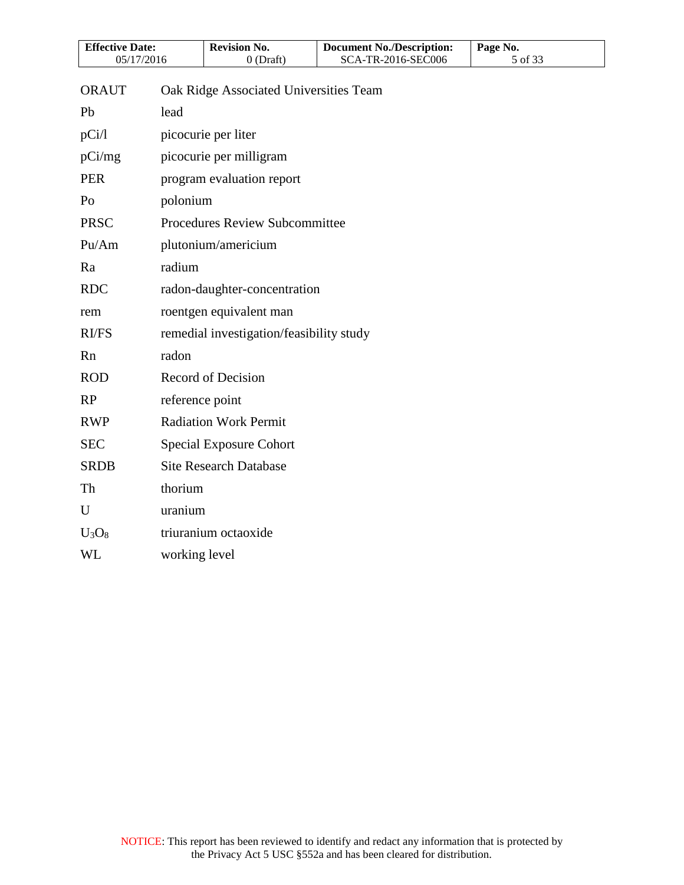| | |
|---|---|
| ORAUT | Oak Ridge Associated Universities Team |
| Pb | lead |
| pCi/l | picocurie per liter |
| pCi/mg | picocurie per milligram |
| PER | program evaluation report |
| Po | polonium |
| PRSC | Procedures Review Subcommittee |
| Pu/Am | plutonium/americium |
| Ra | radium |
| RDC | radon-daughter-concentration |
| rem | roentgen equivalent man |
| RI/FS | remedial investigation/feasibility study |
| Rn | radon |
| ROD | Record of Decision |
| RP | reference point |
| RWP | Radiation Work Permit |
| SEC | Special Exposure Cohort |
| SRDB | Site Research Database |
| Th | thorium |
| U | uranium |
| $U_3O_8$ | triuranium octaoxide |
| WL | working level |

NOTICE: This report has been reviewed to identify and redact any information that is protected by the Privacy Act 5 USC §552a and has been cleared for distribution.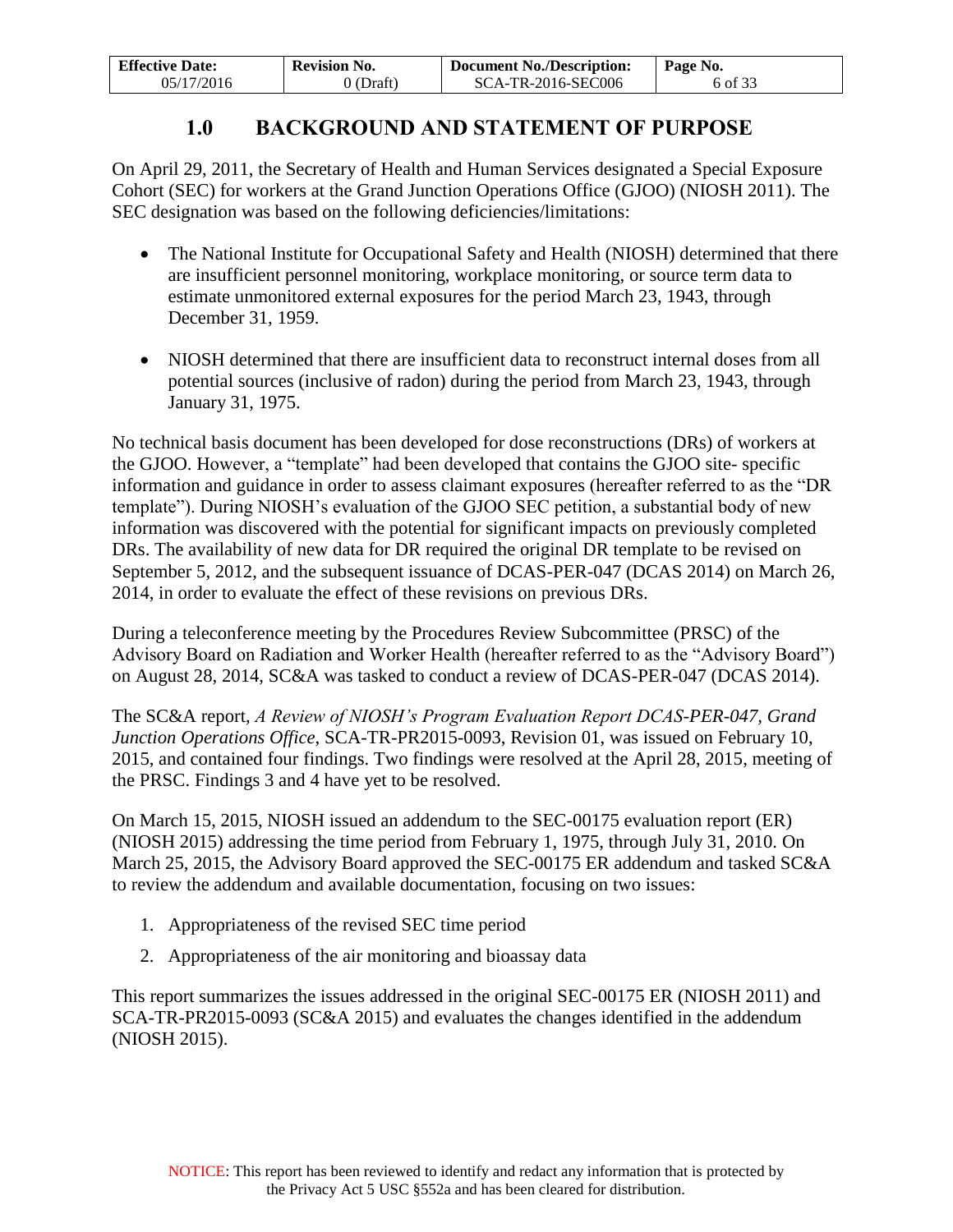# 1.0 BACKGROUND AND STATEMENT OF PURPOSE

On April 29, 2011, the Secretary of Health and Human Services designated a Special Exposure Cohort (SEC) for workers at the Grand Junction Operations Office (GJOO) (NIOSH 2011). The SEC designation was based on the following deficiencies/limitations:

- The National Institute for Occupational Safety and Health (NIOSH) determined that there are insufficient personnel monitoring, workplace monitoring, or source term data to estimate unmonitored external exposures for the period March 23, 1943, through December 31, 1959.
- NIOSH determined that there are insufficient data to reconstruct internal doses from all potential sources (inclusive of radon) during the period from March 23, 1943, through January 31, 1975.

No technical basis document has been developed for dose reconstructions (DRs) of workers at the GJOO. However, a "template" had been developed that contains the GJOO site- specific information and guidance in order to assess claimant exposures (hereafter referred to as the "DR template"). During NIOSH's evaluation of the GJOO SEC petition, a substantial body of new information was discovered with the potential for significant impacts on previously completed DRs. The availability of new data for DR required the original DR template to be revised on September 5, 2012, and the subsequent issuance of DCAS-PER-047 (DCAS 2014) on March 26, 2014, in order to evaluate the effect of these revisions on previous DRs.

During a teleconference meeting by the Procedures Review Subcommittee (PRSC) of the Advisory Board on Radiation and Worker Health (hereafter referred to as the "Advisory Board") on August 28, 2014, SC&A was tasked to conduct a review of DCAS-PER-047 (DCAS 2014).

The SC&A report, *A Review of NIOSH's Program Evaluation Report DCAS-PER-047, Grand Junction Operations Office*, SCA-TR-PR2015-0093, Revision 01, was issued on February 10, 2015, and contained four findings. Two findings were resolved at the April 28, 2015, meeting of the PRSC. Findings 3 and 4 have yet to be resolved.

On March 15, 2015, NIOSH issued an addendum to the SEC-00175 evaluation report (ER) (NIOSH 2015) addressing the time period from February 1, 1975, through July 31, 2010. On March 25, 2015, the Advisory Board approved the SEC-00175 ER addendum and tasked SC&A to review the addendum and available documentation, focusing on two issues:

1. Appropriateness of the revised SEC time period
2. Appropriateness of the air monitoring and bioassay data

This report summarizes the issues addressed in the original SEC-00175 ER (NIOSH 2011) and SCA-TR-PR2015-0093 (SC&A 2015) and evaluates the changes identified in the addendum (NIOSH 2015).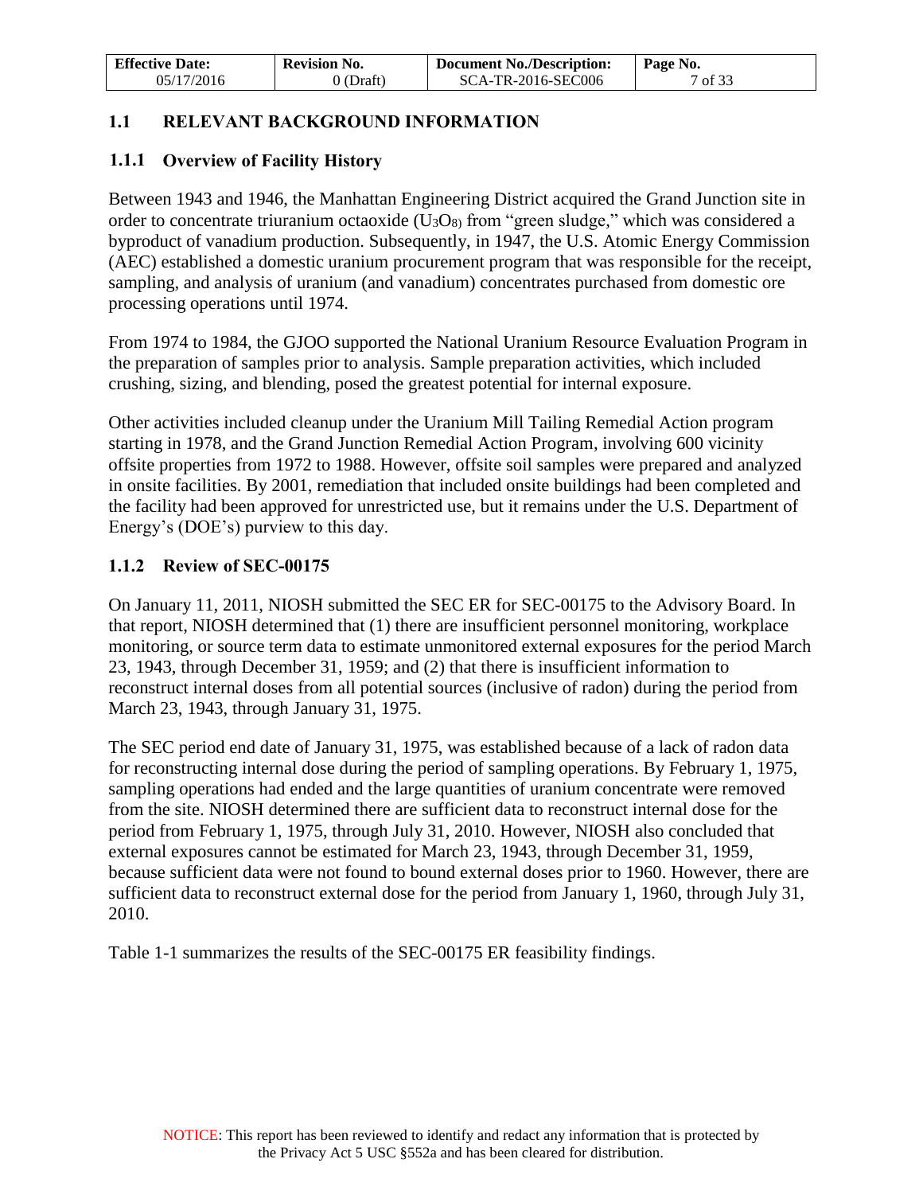## 1.1 RELEVANT BACKGROUND INFORMATION

### 1.1.1 Overview of Facility History

Between 1943 and 1946, the Manhattan Engineering District acquired the Grand Junction site in order to concentrate triuranium octaoxide ($U_3O_8$) from "green sludge," which was considered a byproduct of vanadium production. Subsequently, in 1947, the U.S. Atomic Energy Commission (AEC) established a domestic uranium procurement program that was responsible for the receipt, sampling, and analysis of uranium (and vanadium) concentrates purchased from domestic ore processing operations until 1974.

From 1974 to 1984, the GJOO supported the National Uranium Resource Evaluation Program in the preparation of samples prior to analysis. Sample preparation activities, which included crushing, sizing, and blending, posed the greatest potential for internal exposure.

Other activities included cleanup under the Uranium Mill Tailing Remedial Action program starting in 1978, and the Grand Junction Remedial Action Program, involving 600 vicinity offsite properties from 1972 to 1988. However, offsite soil samples were prepared and analyzed in onsite facilities. By 2001, remediation that included onsite buildings had been completed and the facility had been approved for unrestricted use, but it remains under the U.S. Department of Energy's (DOE's) purview to this day.

### 1.1.2 Review of SEC-00175

On January 11, 2011, NIOSH submitted the SEC ER for SEC-00175 to the Advisory Board. In that report, NIOSH determined that (1) there are insufficient personnel monitoring, workplace monitoring, or source term data to estimate unmonitored external exposures for the period March 23, 1943, through December 31, 1959; and (2) that there is insufficient information to reconstruct internal doses from all potential sources (inclusive of radon) during the period from March 23, 1943, through January 31, 1975.

The SEC period end date of January 31, 1975, was established because of a lack of radon data for reconstructing internal dose during the period of sampling operations. By February 1, 1975, sampling operations had ended and the large quantities of uranium concentrate were removed from the site. NIOSH determined there are sufficient data to reconstruct internal dose for the period from February 1, 1975, through July 31, 2010. However, NIOSH also concluded that external exposures cannot be estimated for March 23, 1943, through December 31, 1959, because sufficient data were not found to bound external doses prior to 1960. However, there are sufficient data to reconstruct external dose for the period from January 1, 1960, through July 31, 2010.

Table 1-1 summarizes the results of the SEC-00175 ER feasibility findings.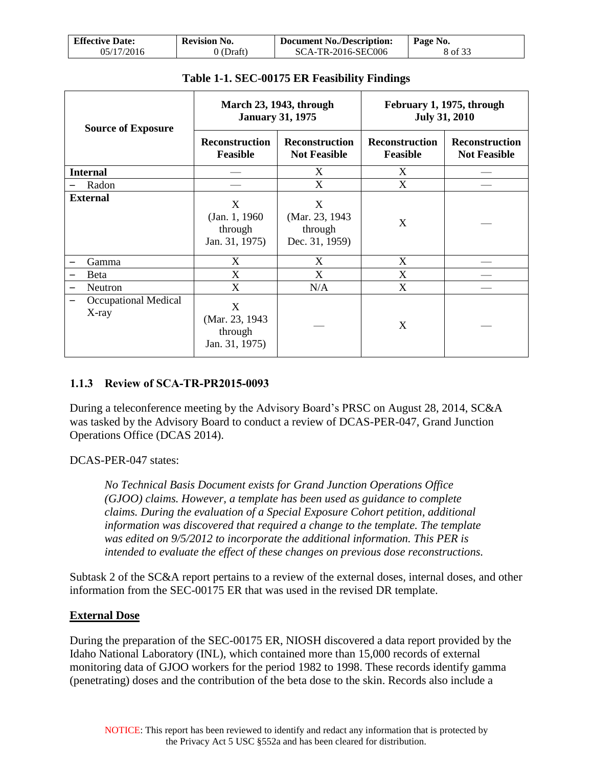**Table 1-1. SEC-00175 ER Feasibility Findings**

| Source of Exposure | March 23, 1943, through January 31, 1975 | | February 1, 1975, through July 31, 2010 | |
|---|---|---|---|---|
| | Reconstruction Feasible | Reconstruction Not Feasible | Reconstruction Feasible | Reconstruction Not Feasible |
| **Internal** | — | X | X | — |
| – Radon | — | X | X | — |
| **External** | X (Jan. 1, 1960 through Jan. 31, 1975) | X (Mar. 23, 1943 through Dec. 31, 1959) | X | — |
| – Gamma | X | X | X | — |
| – Beta | X | X | X | — |
| – Neutron | X | N/A | X | — |
| – Occupational Medical X-ray | X (Mar. 23, 1943 through Jan. 31, 1975) | — | X | — |

### 1.1.3 Review of SCA-TR-PR2015-0093

During a teleconference meeting by the Advisory Board's PRSC on August 28, 2014, SC&A was tasked by the Advisory Board to conduct a review of DCAS-PER-047, Grand Junction Operations Office (DCAS 2014).

DCAS-PER-047 states:

> *No Technical Basis Document exists for Grand Junction Operations Office (GJOO) claims. However, a template has been used as guidance to complete claims. During the evaluation of a Special Exposure Cohort petition, additional information was discovered that required a change to the template. The template was edited on 9/5/2012 to incorporate the additional information. This PER is intended to evaluate the effect of these changes on previous dose reconstructions.*

Subtask 2 of the SC&A report pertains to a review of the external doses, internal doses, and other information from the SEC-00175 ER that was used in the revised DR template.

**External Dose**

During the preparation of the SEC-00175 ER, NIOSH discovered a data report provided by the Idaho National Laboratory (INL), which contained more than 15,000 records of external monitoring data of GJOO workers for the period 1982 to 1998. These records identify gamma (penetrating) doses and the contribution of the beta dose to the skin. Records also include a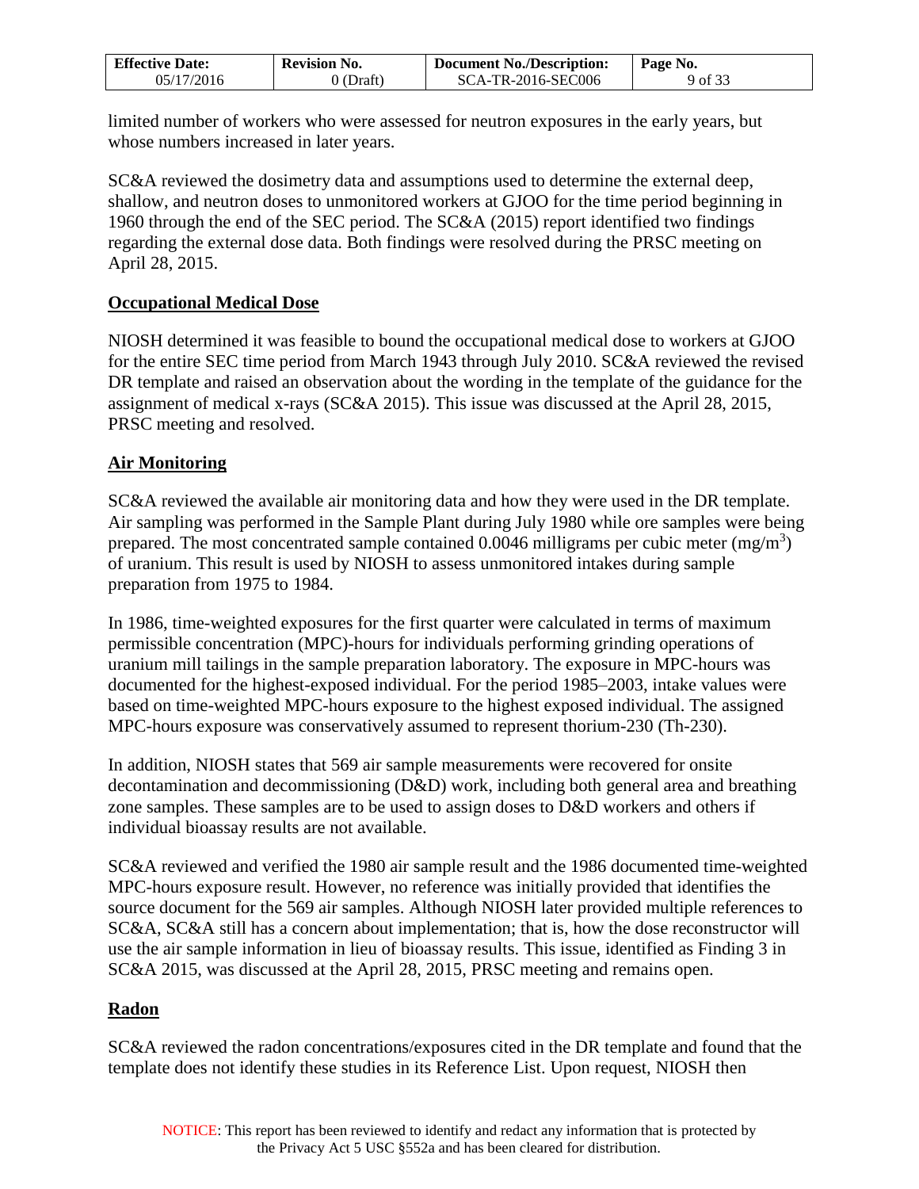limited number of workers who were assessed for neutron exposures in the early years, but whose numbers increased in later years.

SC&A reviewed the dosimetry data and assumptions used to determine the external deep, shallow, and neutron doses to unmonitored workers at GJOO for the time period beginning in 1960 through the end of the SEC period. The SC&A (2015) report identified two findings regarding the external dose data. Both findings were resolved during the PRSC meeting on April 28, 2015.

**Occupational Medical Dose**

NIOSH determined it was feasible to bound the occupational medical dose to workers at GJOO for the entire SEC time period from March 1943 through July 2010. SC&A reviewed the revised DR template and raised an observation about the wording in the template of the guidance for the assignment of medical x-rays (SC&A 2015). This issue was discussed at the April 28, 2015, PRSC meeting and resolved.

**Air Monitoring**

SC&A reviewed the available air monitoring data and how they were used in the DR template. Air sampling was performed in the Sample Plant during July 1980 while ore samples were being prepared. The most concentrated sample contained 0.0046 milligrams per cubic meter ($mg/m^3$) of uranium. This result is used by NIOSH to assess unmonitored intakes during sample preparation from 1975 to 1984.

In 1986, time-weighted exposures for the first quarter were calculated in terms of maximum permissible concentration (MPC)-hours for individuals performing grinding operations of uranium mill tailings in the sample preparation laboratory. The exposure in MPC-hours was documented for the highest-exposed individual. For the period 1985–2003, intake values were based on time-weighted MPC-hours exposure to the highest exposed individual. The assigned MPC-hours exposure was conservatively assumed to represent thorium-230 (Th-230).

In addition, NIOSH states that 569 air sample measurements were recovered for onsite decontamination and decommissioning (D&D) work, including both general area and breathing zone samples. These samples are to be used to assign doses to D&D workers and others if individual bioassay results are not available.

SC&A reviewed and verified the 1980 air sample result and the 1986 documented time-weighted MPC-hours exposure result. However, no reference was initially provided that identifies the source document for the 569 air samples. Although NIOSH later provided multiple references to SC&A, SC&A still has a concern about implementation; that is, how the dose reconstructor will use the air sample information in lieu of bioassay results. This issue, identified as Finding 3 in SC&A 2015, was discussed at the April 28, 2015, PRSC meeting and remains open.

**Radon**

SC&A reviewed the radon concentrations/exposures cited in the DR template and found that the template does not identify these studies in its Reference List. Upon request, NIOSH then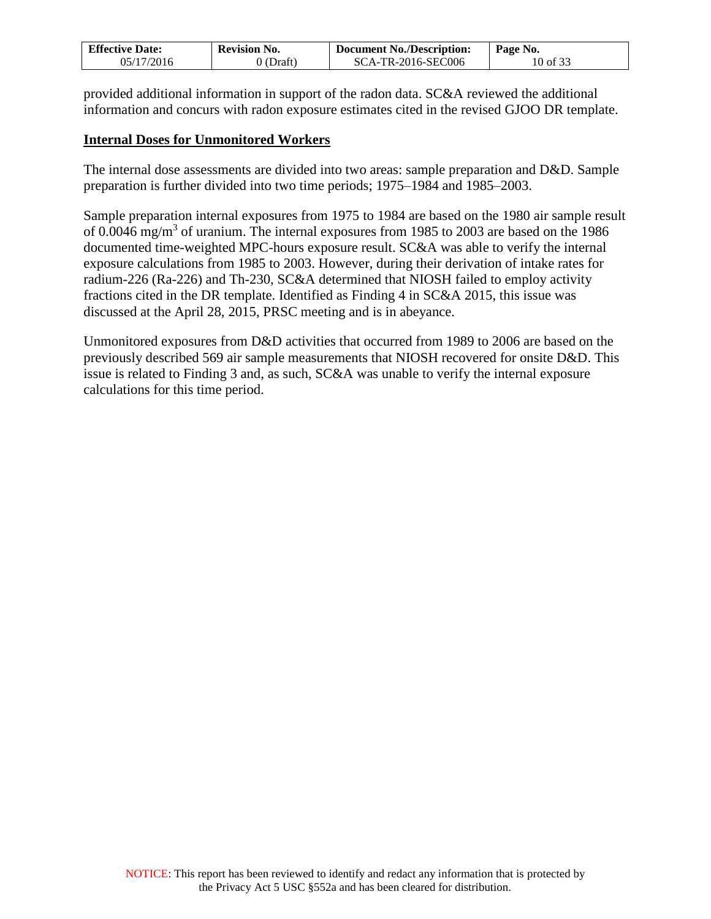provided additional information in support of the radon data. SC&A reviewed the additional information and concurs with radon exposure estimates cited in the revised GJOO DR template.

## Internal Doses for Unmonitored Workers

The internal dose assessments are divided into two areas: sample preparation and D&D. Sample preparation is further divided into two time periods; 1975–1984 and 1985–2003.

Sample preparation internal exposures from 1975 to 1984 are based on the 1980 air sample result of 0.0046 mg/m$^3$ of uranium. The internal exposures from 1985 to 2003 are based on the 1986 documented time-weighted MPC-hours exposure result. SC&A was able to verify the internal exposure calculations from 1985 to 2003. However, during their derivation of intake rates for radium-226 (Ra-226) and Th-230, SC&A determined that NIOSH failed to employ activity fractions cited in the DR template. Identified as Finding 4 in SC&A 2015, this issue was discussed at the April 28, 2015, PRSC meeting and is in abeyance.

Unmonitored exposures from D&D activities that occurred from 1989 to 2006 are based on the previously described 569 air sample measurements that NIOSH recovered for onsite D&D. This issue is related to Finding 3 and, as such, SC&A was unable to verify the internal exposure calculations for this time period.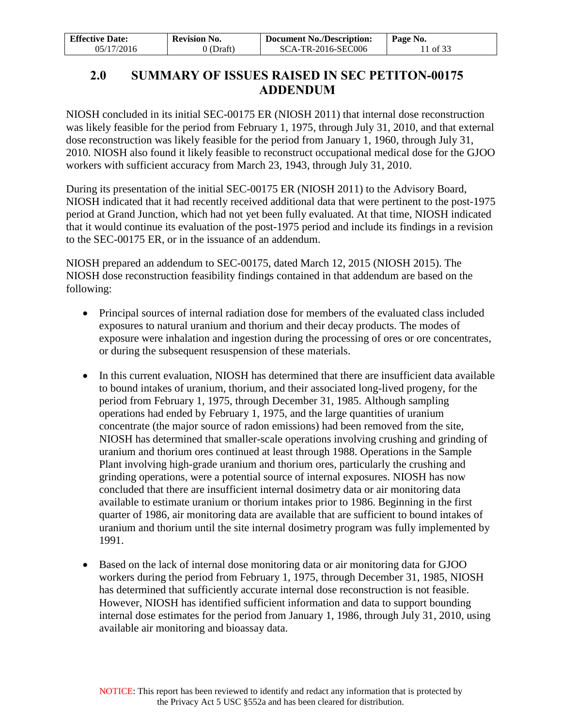## 2.0 SUMMARY OF ISSUES RAISED IN SEC PETITON-00175 ADDENDUM

NIOSH concluded in its initial SEC-00175 ER (NIOSH 2011) that internal dose reconstruction was likely feasible for the period from February 1, 1975, through July 31, 2010, and that external dose reconstruction was likely feasible for the period from January 1, 1960, through July 31, 2010. NIOSH also found it likely feasible to reconstruct occupational medical dose for the GJOO workers with sufficient accuracy from March 23, 1943, through July 31, 2010.

During its presentation of the initial SEC-00175 ER (NIOSH 2011) to the Advisory Board, NIOSH indicated that it had recently received additional data that were pertinent to the post-1975 period at Grand Junction, which had not yet been fully evaluated. At that time, NIOSH indicated that it would continue its evaluation of the post-1975 period and include its findings in a revision to the SEC-00175 ER, or in the issuance of an addendum.

NIOSH prepared an addendum to SEC-00175, dated March 12, 2015 (NIOSH 2015). The NIOSH dose reconstruction feasibility findings contained in that addendum are based on the following:

- Principal sources of internal radiation dose for members of the evaluated class included exposures to natural uranium and thorium and their decay products. The modes of exposure were inhalation and ingestion during the processing of ores or ore concentrates, or during the subsequent resuspension of these materials.

- In this current evaluation, NIOSH has determined that there are insufficient data available to bound intakes of uranium, thorium, and their associated long-lived progeny, for the period from February 1, 1975, through December 31, 1985. Although sampling operations had ended by February 1, 1975, and the large quantities of uranium concentrate (the major source of radon emissions) had been removed from the site, NIOSH has determined that smaller-scale operations involving crushing and grinding of uranium and thorium ores continued at least through 1988. Operations in the Sample Plant involving high-grade uranium and thorium ores, particularly the crushing and grinding operations, were a potential source of internal exposures. NIOSH has now concluded that there are insufficient internal dosimetry data or air monitoring data available to estimate uranium or thorium intakes prior to 1986. Beginning in the first quarter of 1986, air monitoring data are available that are sufficient to bound intakes of uranium and thorium until the site internal dosimetry program was fully implemented by 1991.

- Based on the lack of internal dose monitoring data or air monitoring data for GJOO workers during the period from February 1, 1975, through December 31, 1985, NIOSH has determined that sufficiently accurate internal dose reconstruction is not feasible. However, NIOSH has identified sufficient information and data to support bounding internal dose estimates for the period from January 1, 1986, through July 31, 2010, using available air monitoring and bioassay data.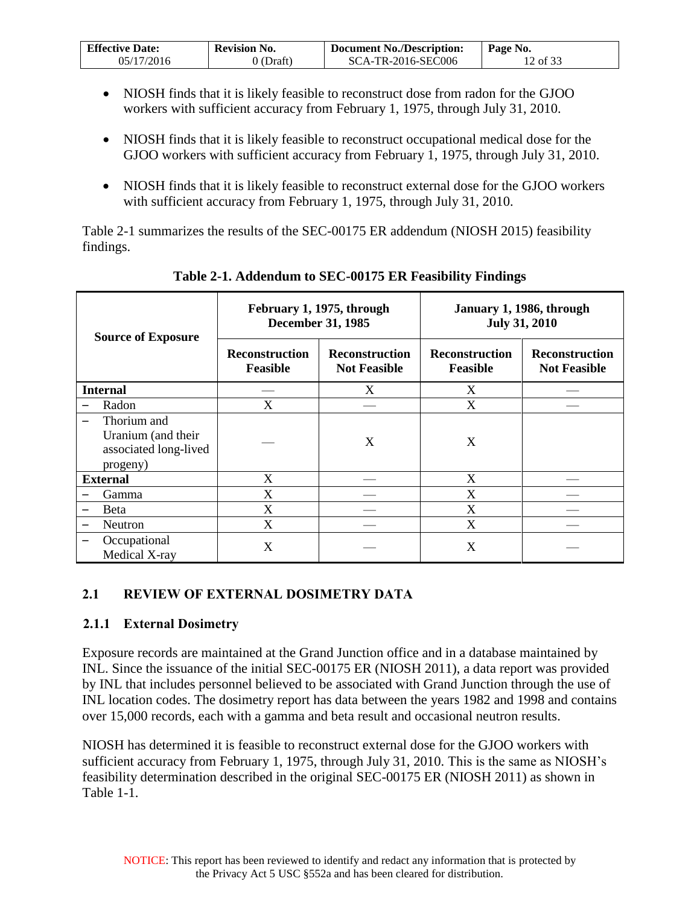- NIOSH finds that it is likely feasible to reconstruct dose from radon for the GJOO workers with sufficient accuracy from February 1, 1975, through July 31, 2010.

- NIOSH finds that it is likely feasible to reconstruct occupational medical dose for the GJOO workers with sufficient accuracy from February 1, 1975, through July 31, 2010.

- NIOSH finds that it is likely feasible to reconstruct external dose for the GJOO workers with sufficient accuracy from February 1, 1975, through July 31, 2010.

Table 2-1 summarizes the results of the SEC-00175 ER addendum (NIOSH 2015) feasibility findings.

**Table 2-1. Addendum to SEC-00175 ER Feasibility Findings**

| Source of Exposure | February 1, 1975, through December 31, 1985 | | January 1, 1986, through July 31, 2010 | |
|---|---|---|---|---|
| | Reconstruction Feasible | Reconstruction Not Feasible | Reconstruction Feasible | Reconstruction Not Feasible |
| **Internal** | — | X | X | — |
| – Radon | X | — | X | — |
| – Thorium and Uranium (and their associated long-lived progeny) | — | X | X | |
| **External** | X | — | X | — |
| – Gamma | X | — | X | — |
| – Beta | X | — | X | — |
| – Neutron | X | — | X | — |
| – Occupational Medical X-ray | X | — | X | — |

## 2.1 REVIEW OF EXTERNAL DOSIMETRY DATA

### 2.1.1 External Dosimetry

Exposure records are maintained at the Grand Junction office and in a database maintained by INL. Since the issuance of the initial SEC-00175 ER (NIOSH 2011), a data report was provided by INL that includes personnel believed to be associated with Grand Junction through the use of INL location codes. The dosimetry report has data between the years 1982 and 1998 and contains over 15,000 records, each with a gamma and beta result and occasional neutron results.

NIOSH has determined it is feasible to reconstruct external dose for the GJOO workers with sufficient accuracy from February 1, 1975, through July 31, 2010. This is the same as NIOSH's feasibility determination described in the original SEC-00175 ER (NIOSH 2011) as shown in Table 1-1.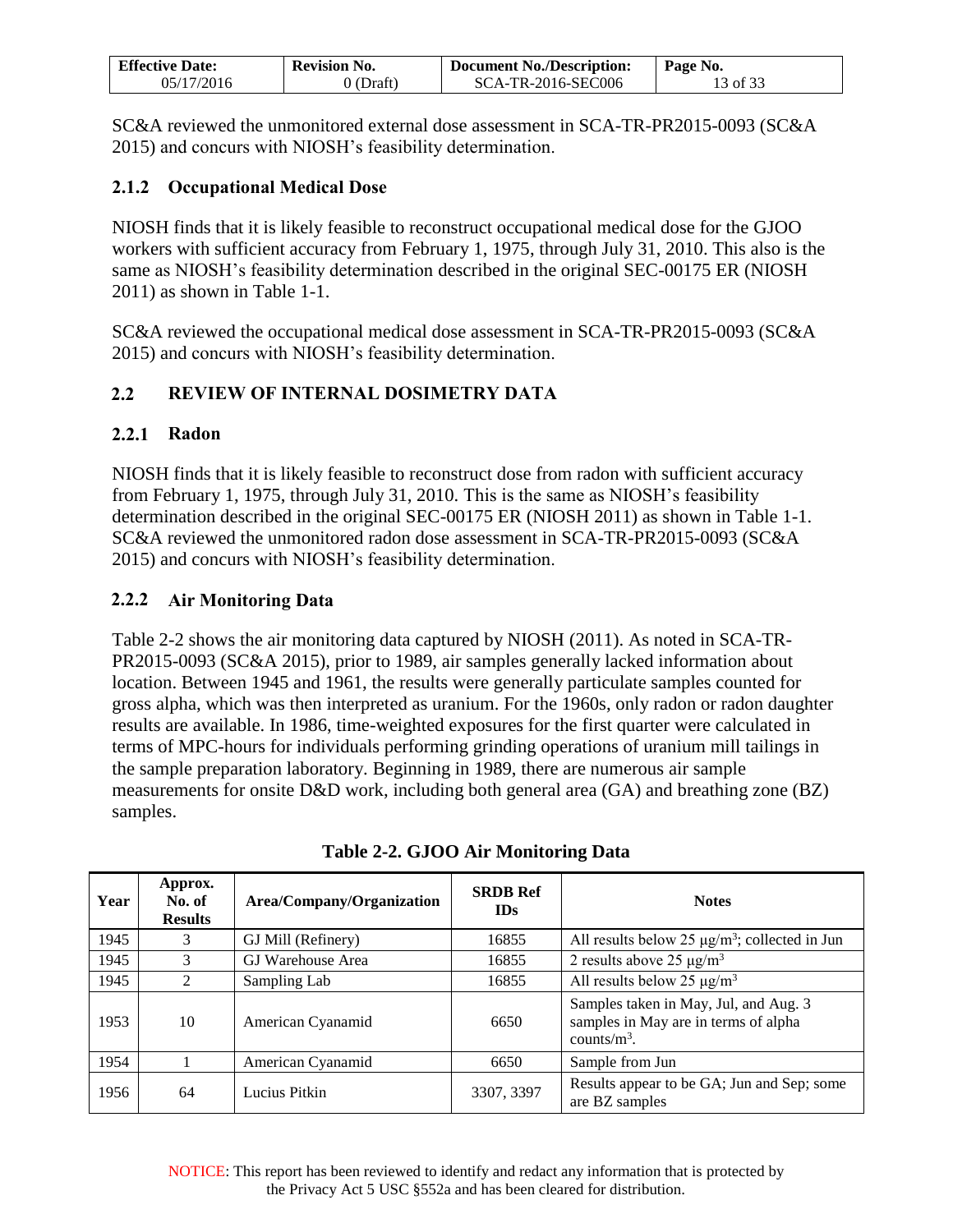SC&A reviewed the unmonitored external dose assessment in SCA-TR-PR2015-0093 (SC&A 2015) and concurs with NIOSH's feasibility determination.

### 2.1.2 Occupational Medical Dose

NIOSH finds that it is likely feasible to reconstruct occupational medical dose for the GJOO workers with sufficient accuracy from February 1, 1975, through July 31, 2010. This also is the same as NIOSH's feasibility determination described in the original SEC-00175 ER (NIOSH 2011) as shown in Table 1-1.

SC&A reviewed the occupational medical dose assessment in SCA-TR-PR2015-0093 (SC&A 2015) and concurs with NIOSH's feasibility determination.

## 2.2 REVIEW OF INTERNAL DOSIMETRY DATA

### 2.2.1 Radon

NIOSH finds that it is likely feasible to reconstruct dose from radon with sufficient accuracy from February 1, 1975, through July 31, 2010. This is the same as NIOSH's feasibility determination described in the original SEC-00175 ER (NIOSH 2011) as shown in Table 1-1. SC&A reviewed the unmonitored radon dose assessment in SCA-TR-PR2015-0093 (SC&A 2015) and concurs with NIOSH's feasibility determination.

### 2.2.2 Air Monitoring Data

Table 2-2 shows the air monitoring data captured by NIOSH (2011). As noted in SCA-TR-PR2015-0093 (SC&A 2015), prior to 1989, air samples generally lacked information about location. Between 1945 and 1961, the results were generally particulate samples counted for gross alpha, which was then interpreted as uranium. For the 1960s, only radon or radon daughter results are available. In 1986, time-weighted exposures for the first quarter were calculated in terms of MPC-hours for individuals performing grinding operations of uranium mill tailings in the sample preparation laboratory. Beginning in 1989, there are numerous air sample measurements for onsite D&D work, including both general area (GA) and breathing zone (BZ) samples.

**Table 2-2. GJOO Air Monitoring Data**

| Year | Approx. No. of Results | Area/Company/Organization | SRDB Ref IDs | Notes |
|---|---|---|---|---|
| 1945 | 3 | GJ Mill (Refinery) | 16855 | All results below 25 µg/m$^3$; collected in Jun |
| 1945 | 3 | GJ Warehouse Area | 16855 | 2 results above 25 µg/m$^3$ |
| 1945 | 2 | Sampling Lab | 16855 | All results below 25 µg/m$^3$ |
| 1953 | 10 | American Cyanamid | 6650 | Samples taken in May, Jul, and Aug. 3 samples in May are in terms of alpha counts/m$^3$. |
| 1954 | 1 | American Cyanamid | 6650 | Sample from Jun |
| 1956 | 64 | Lucius Pitkin | 3307, 3397 | Results appear to be GA; Jun and Sep; some are BZ samples |

NOTICE: This report has been reviewed to identify and redact any information that is protected by the Privacy Act 5 USC §552a and has been cleared for distribution.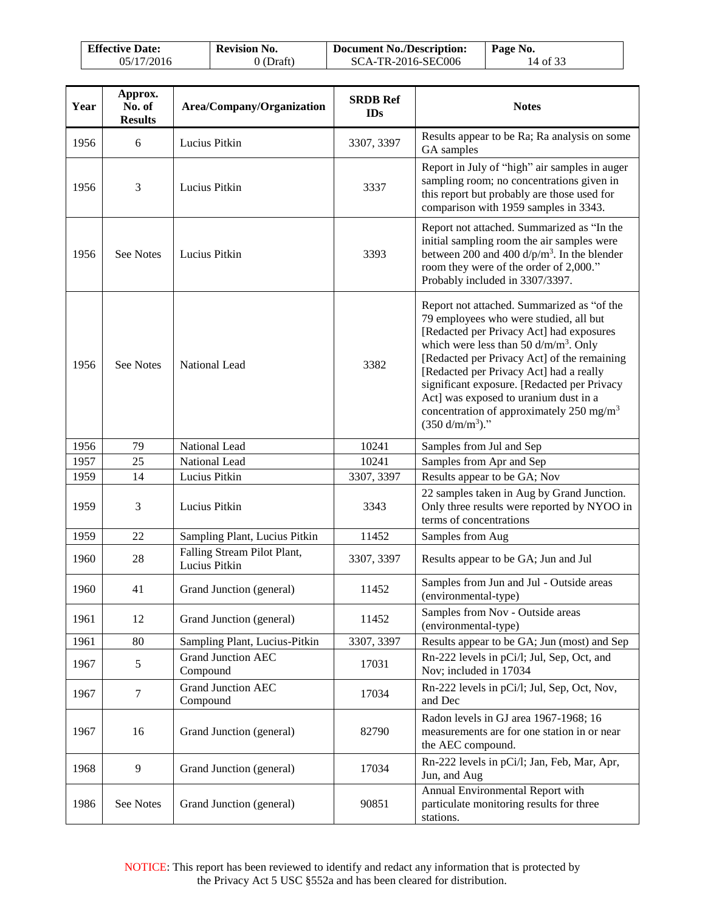| Year | Approx. No. of Results | Area/Company/Organization | SRDB Ref IDs | Notes |
|---|---|---|---|---|
| 1956 | 6 | Lucius Pitkin | 3307, 3397 | Results appear to be Ra; Ra analysis on some GA samples |
| 1956 | 3 | Lucius Pitkin | 3337 | Report in July of "high" air samples in auger sampling room; no concentrations given in this report but probably are those used for comparison with 1959 samples in 3343. |
| 1956 | See Notes | Lucius Pitkin | 3393 | Report not attached. Summarized as "In the initial sampling room the air samples were between 200 and 400 d/p/m$^3$. In the blender room they were of the order of 2,000." Probably included in 3307/3397. |
| 1956 | See Notes | National Lead | 3382 | Report not attached. Summarized as "of the 79 employees who were studied, all but [Redacted per Privacy Act] had exposures which were less than 50 d/m/m$^3$. Only [Redacted per Privacy Act] of the remaining [Redacted per Privacy Act] had a really significant exposure. [Redacted per Privacy Act] was exposed to uranium dust in a concentration of approximately 250 mg/m$^3$ (350 d/m/m$^3$)." |
| 1956 | 79 | National Lead | 10241 | Samples from Jul and Sep |
| 1957 | 25 | National Lead | 10241 | Samples from Apr and Sep |
| 1959 | 14 | Lucius Pitkin | 3307, 3397 | Results appear to be GA; Nov |
| 1959 | 3 | Lucius Pitkin | 3343 | 22 samples taken in Aug by Grand Junction. Only three results were reported by NYOO in terms of concentrations |
| 1959 | 22 | Sampling Plant, Lucius Pitkin | 11452 | Samples from Aug |
| 1960 | 28 | Falling Stream Pilot Plant, Lucius Pitkin | 3307, 3397 | Results appear to be GA; Jun and Jul |
| 1960 | 41 | Grand Junction (general) | 11452 | Samples from Jun and Jul - Outside areas (environmental-type) |
| 1961 | 12 | Grand Junction (general) | 11452 | Samples from Nov - Outside areas (environmental-type) |
| 1961 | 80 | Sampling Plant, Lucius-Pitkin | 3307, 3397 | Results appear to be GA; Jun (most) and Sep |
| 1967 | 5 | Grand Junction AEC Compound | 17031 | Rn-222 levels in pCi/l; Jul, Sep, Oct, and Nov; included in 17034 |
| 1967 | 7 | Grand Junction AEC Compound | 17034 | Rn-222 levels in pCi/l; Jul, Sep, Oct, Nov, and Dec |
| 1967 | 16 | Grand Junction (general) | 82790 | Radon levels in GJ area 1967-1968; 16 measurements are for one station in or near the AEC compound. |
| 1968 | 9 | Grand Junction (general) | 17034 | Rn-222 levels in pCi/l; Jan, Feb, Mar, Apr, Jun, and Aug |
| 1986 | See Notes | Grand Junction (general) | 90851 | Annual Environmental Report with particulate monitoring results for three stations. |

NOTICE: This report has been reviewed to identify and redact any information that is protected by the Privacy Act 5 USC §552a and has been cleared for distribution.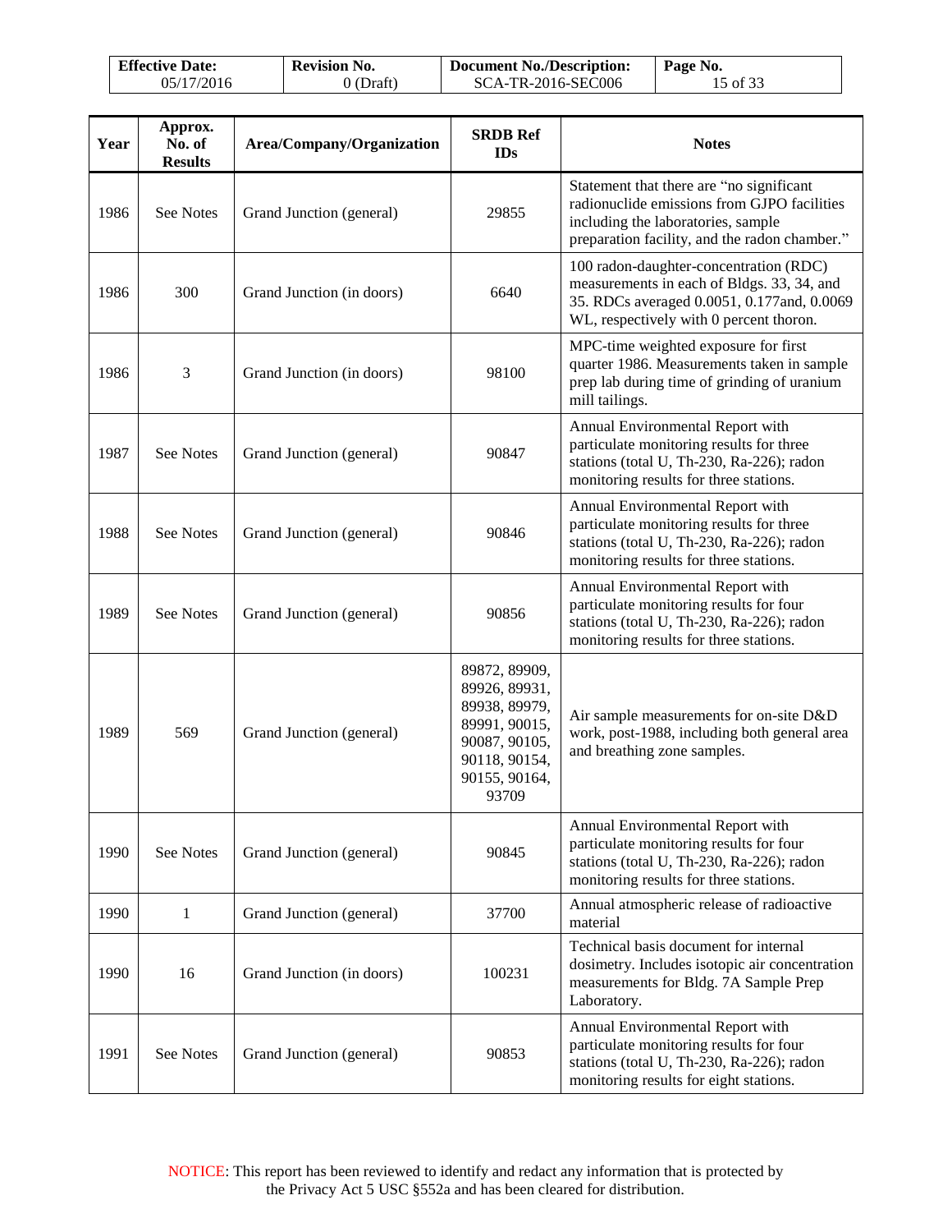| Year | Approx. No. of Results | Area/Company/Organization | SRDB Ref IDs | Notes |
|---|---|---|---|---|
| 1986 | See Notes | Grand Junction (general) | 29855 | Statement that there are "no significant radionuclide emissions from GJPO facilities including the laboratories, sample preparation facility, and the radon chamber." |
| 1986 | 300 | Grand Junction (in doors) | 6640 | 100 radon-daughter-concentration (RDC) measurements in each of Bldgs. 33, 34, and 35. RDCs averaged 0.0051, 0.177and, 0.0069 WL, respectively with 0 percent thoron. |
| 1986 | 3 | Grand Junction (in doors) | 98100 | MPC-time weighted exposure for first quarter 1986. Measurements taken in sample prep lab during time of grinding of uranium mill tailings. |
| 1987 | See Notes | Grand Junction (general) | 90847 | Annual Environmental Report with particulate monitoring results for three stations (total U, Th-230, Ra-226); radon monitoring results for three stations. |
| 1988 | See Notes | Grand Junction (general) | 90846 | Annual Environmental Report with particulate monitoring results for three stations (total U, Th-230, Ra-226); radon monitoring results for three stations. |
| 1989 | See Notes | Grand Junction (general) | 90856 | Annual Environmental Report with particulate monitoring results for four stations (total U, Th-230, Ra-226); radon monitoring results for three stations. |
| 1989 | 569 | Grand Junction (general) | 89872, 89909, 89926, 89931, 89938, 89979, 89991, 90015, 90087, 90105, 90118, 90154, 90155, 90164, 93709 | Air sample measurements for on-site D&D work, post-1988, including both general area and breathing zone samples. |
| 1990 | See Notes | Grand Junction (general) | 90845 | Annual Environmental Report with particulate monitoring results for four stations (total U, Th-230, Ra-226); radon monitoring results for three stations. |
| 1990 | 1 | Grand Junction (general) | 37700 | Annual atmospheric release of radioactive material |
| 1990 | 16 | Grand Junction (in doors) | 100231 | Technical basis document for internal dosimetry. Includes isotopic air concentration measurements for Bldg. 7A Sample Prep Laboratory. |
| 1991 | See Notes | Grand Junction (general) | 90853 | Annual Environmental Report with particulate monitoring results for four stations (total U, Th-230, Ra-226); radon monitoring results for eight stations. |

NOTICE: This report has been reviewed to identify and redact any information that is protected by the Privacy Act 5 USC §552a and has been cleared for distribution.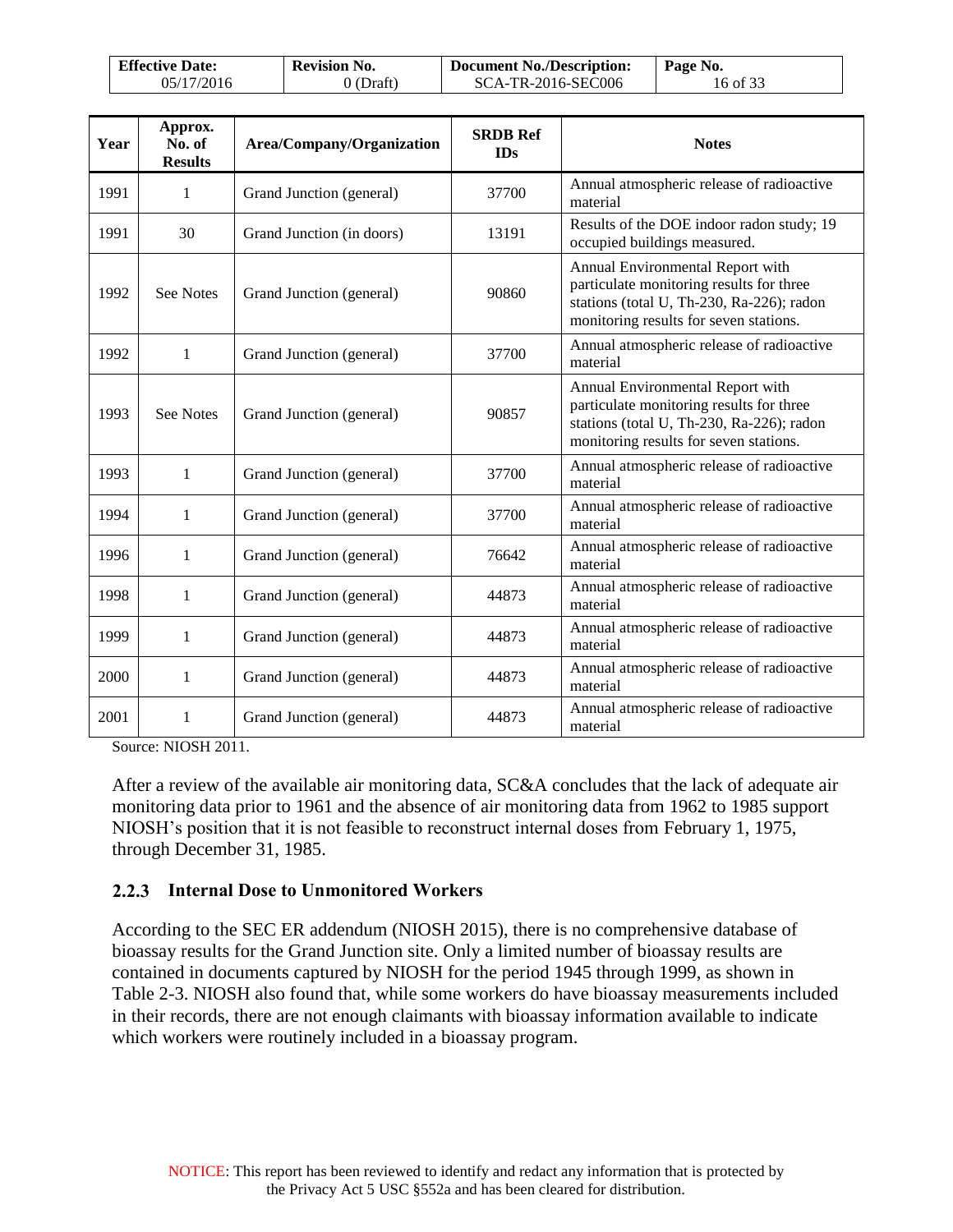| Year | Approx. No. of Results | Area/Company/Organization | SRDB Ref IDs | Notes |
|---|---|---|---|---|
| 1991 | 1 | Grand Junction (general) | 37700 | Annual atmospheric release of radioactive material |
| 1991 | 30 | Grand Junction (in doors) | 13191 | Results of the DOE indoor radon study; 19 occupied buildings measured. |
| 1992 | See Notes | Grand Junction (general) | 90860 | Annual Environmental Report with particulate monitoring results for three stations (total U, Th-230, Ra-226); radon monitoring results for seven stations. |
| 1992 | 1 | Grand Junction (general) | 37700 | Annual atmospheric release of radioactive material |
| 1993 | See Notes | Grand Junction (general) | 90857 | Annual Environmental Report with particulate monitoring results for three stations (total U, Th-230, Ra-226); radon monitoring results for seven stations. |
| 1993 | 1 | Grand Junction (general) | 37700 | Annual atmospheric release of radioactive material |
| 1994 | 1 | Grand Junction (general) | 37700 | Annual atmospheric release of radioactive material |
| 1996 | 1 | Grand Junction (general) | 76642 | Annual atmospheric release of radioactive material |
| 1998 | 1 | Grand Junction (general) | 44873 | Annual atmospheric release of radioactive material |
| 1999 | 1 | Grand Junction (general) | 44873 | Annual atmospheric release of radioactive material |
| 2000 | 1 | Grand Junction (general) | 44873 | Annual atmospheric release of radioactive material |
| 2001 | 1 | Grand Junction (general) | 44873 | Annual atmospheric release of radioactive material |

Source: NIOSH 2011.

After a review of the available air monitoring data, SC&A concludes that the lack of adequate air monitoring data prior to 1961 and the absence of air monitoring data from 1962 to 1985 support NIOSH's position that it is not feasible to reconstruct internal doses from February 1, 1975, through December 31, 1985.

### 2.2.3 Internal Dose to Unmonitored Workers

According to the SEC ER addendum (NIOSH 2015), there is no comprehensive database of bioassay results for the Grand Junction site. Only a limited number of bioassay results are contained in documents captured by NIOSH for the period 1945 through 1999, as shown in Table 2-3. NIOSH also found that, while some workers do have bioassay measurements included in their records, there are not enough claimants with bioassay information available to indicate which workers were routinely included in a bioassay program.

NOTICE: This report has been reviewed to identify and redact any information that is protected by the Privacy Act 5 USC §552a and has been cleared for distribution.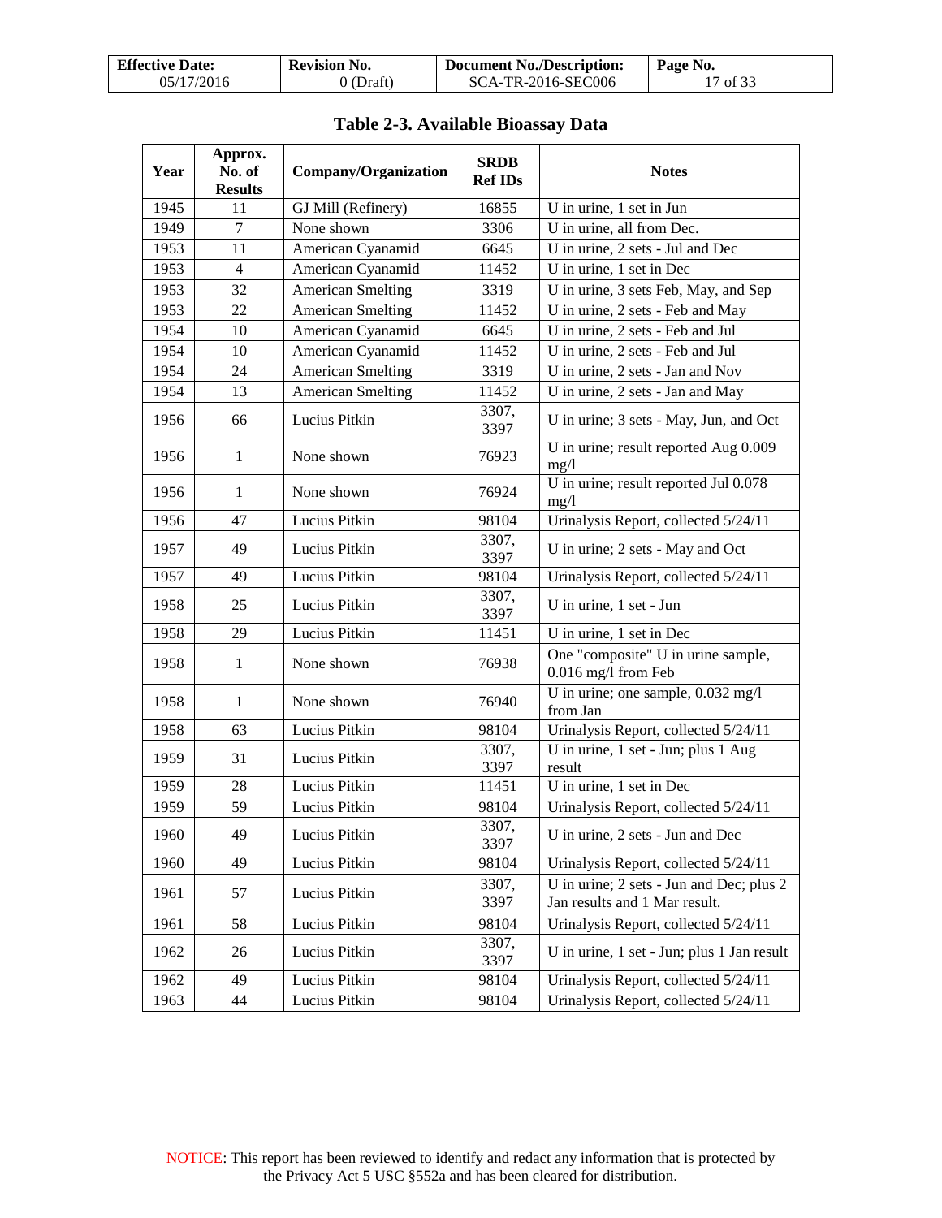## Table 2-3. Available Bioassay Data

| Year | Approx. No. of Results | Company/Organization | SRDB Ref IDs | Notes |
|---|---|---|---|---|
| 1945 | 11 | GJ Mill (Refinery) | 16855 | U in urine, 1 set in Jun |
| 1949 | 7 | None shown | 3306 | U in urine, all from Dec. |
| 1953 | 11 | American Cyanamid | 6645 | U in urine, 2 sets - Jul and Dec |
| 1953 | 4 | American Cyanamid | 11452 | U in urine, 1 set in Dec |
| 1953 | 32 | American Smelting | 3319 | U in urine, 3 sets Feb, May, and Sep |
| 1953 | 22 | American Smelting | 11452 | U in urine, 2 sets - Feb and May |
| 1954 | 10 | American Cyanamid | 6645 | U in urine, 2 sets - Feb and Jul |
| 1954 | 10 | American Cyanamid | 11452 | U in urine, 2 sets - Feb and Jul |
| 1954 | 24 | American Smelting | 3319 | U in urine, 2 sets - Jan and Nov |
| 1954 | 13 | American Smelting | 11452 | U in urine, 2 sets - Jan and May |
| 1956 | 66 | Lucius Pitkin | 3307, 3397 | U in urine; 3 sets - May, Jun, and Oct |
| 1956 | 1 | None shown | 76923 | U in urine; result reported Aug 0.009 mg/l |
| 1956 | 1 | None shown | 76924 | U in urine; result reported Jul 0.078 mg/l |
| 1956 | 47 | Lucius Pitkin | 98104 | Urinalysis Report, collected 5/24/11 |
| 1957 | 49 | Lucius Pitkin | 3307, 3397 | U in urine; 2 sets - May and Oct |
| 1957 | 49 | Lucius Pitkin | 98104 | Urinalysis Report, collected 5/24/11 |
| 1958 | 25 | Lucius Pitkin | 3307, 3397 | U in urine, 1 set - Jun |
| 1958 | 29 | Lucius Pitkin | 11451 | U in urine, 1 set in Dec |
| 1958 | 1 | None shown | 76938 | One "composite" U in urine sample, 0.016 mg/l from Feb |
| 1958 | 1 | None shown | 76940 | U in urine; one sample, 0.032 mg/l from Jan |
| 1958 | 63 | Lucius Pitkin | 98104 | Urinalysis Report, collected 5/24/11 |
| 1959 | 31 | Lucius Pitkin | 3307, 3397 | U in urine, 1 set - Jun; plus 1 Aug result |
| 1959 | 28 | Lucius Pitkin | 11451 | U in urine, 1 set in Dec |
| 1959 | 59 | Lucius Pitkin | 98104 | Urinalysis Report, collected 5/24/11 |
| 1960 | 49 | Lucius Pitkin | 3307, 3397 | U in urine, 2 sets - Jun and Dec |
| 1960 | 49 | Lucius Pitkin | 98104 | Urinalysis Report, collected 5/24/11 |
| 1961 | 57 | Lucius Pitkin | 3307, 3397 | U in urine; 2 sets - Jun and Dec; plus 2 Jan results and 1 Mar result. |
| 1961 | 58 | Lucius Pitkin | 98104 | Urinalysis Report, collected 5/24/11 |
| 1962 | 26 | Lucius Pitkin | 3307, 3397 | U in urine, 1 set - Jun; plus 1 Jan result |
| 1962 | 49 | Lucius Pitkin | 98104 | Urinalysis Report, collected 5/24/11 |
| 1963 | 44 | Lucius Pitkin | 98104 | Urinalysis Report, collected 5/24/11 |

NOTICE: This report has been reviewed to identify and redact any information that is protected by the Privacy Act 5 USC §552a and has been cleared for distribution.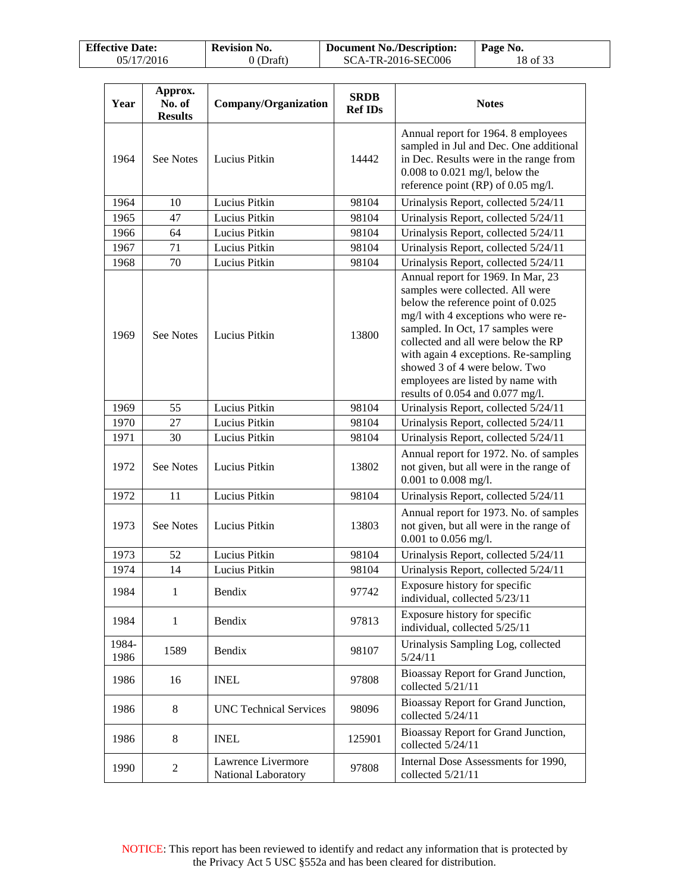| Year | Approx. No. of Results | Company/Organization | SRDB Ref IDs | Notes |
|---|---|---|---|---|
| 1964 | See Notes | Lucius Pitkin | 14442 | Annual report for 1964. 8 employees sampled in Jul and Dec. One additional in Dec. Results were in the range from 0.008 to 0.021 mg/l, below the reference point (RP) of 0.05 mg/l. |
| 1964 | 10 | Lucius Pitkin | 98104 | Urinalysis Report, collected 5/24/11 |
| 1965 | 47 | Lucius Pitkin | 98104 | Urinalysis Report, collected 5/24/11 |
| 1966 | 64 | Lucius Pitkin | 98104 | Urinalysis Report, collected 5/24/11 |
| 1967 | 71 | Lucius Pitkin | 98104 | Urinalysis Report, collected 5/24/11 |
| 1968 | 70 | Lucius Pitkin | 98104 | Urinalysis Report, collected 5/24/11 |
| 1969 | See Notes | Lucius Pitkin | 13800 | Annual report for 1969. In Mar, 23 samples were collected. All were below the reference point of 0.025 mg/l with 4 exceptions who were re-sampled. In Oct, 17 samples were collected and all were below the RP with again 4 exceptions. Re-sampling showed 3 of 4 were below. Two employees are listed by name with results of 0.054 and 0.077 mg/l. |
| 1969 | 55 | Lucius Pitkin | 98104 | Urinalysis Report, collected 5/24/11 |
| 1970 | 27 | Lucius Pitkin | 98104 | Urinalysis Report, collected 5/24/11 |
| 1971 | 30 | Lucius Pitkin | 98104 | Urinalysis Report, collected 5/24/11 |
| 1972 | See Notes | Lucius Pitkin | 13802 | Annual report for 1972. No. of samples not given, but all were in the range of 0.001 to 0.008 mg/l. |
| 1972 | 11 | Lucius Pitkin | 98104 | Urinalysis Report, collected 5/24/11 |
| 1973 | See Notes | Lucius Pitkin | 13803 | Annual report for 1973. No. of samples not given, but all were in the range of 0.001 to 0.056 mg/l. |
| 1973 | 52 | Lucius Pitkin | 98104 | Urinalysis Report, collected 5/24/11 |
| 1974 | 14 | Lucius Pitkin | 98104 | Urinalysis Report, collected 5/24/11 |
| 1984 | 1 | Bendix | 97742 | Exposure history for specific individual, collected 5/23/11 |
| 1984 | 1 | Bendix | 97813 | Exposure history for specific individual, collected 5/25/11 |
| 1984-1986 | 1589 | Bendix | 98107 | Urinalysis Sampling Log, collected 5/24/11 |
| 1986 | 16 | INEL | 97808 | Bioassay Report for Grand Junction, collected 5/21/11 |
| 1986 | 8 | UNC Technical Services | 98096 | Bioassay Report for Grand Junction, collected 5/24/11 |
| 1986 | 8 | INEL | 125901 | Bioassay Report for Grand Junction, collected 5/24/11 |
| 1990 | 2 | Lawrence Livermore National Laboratory | 97808 | Internal Dose Assessments for 1990, collected 5/21/11 |

NOTICE: This report has been reviewed to identify and redact any information that is protected by the Privacy Act 5 USC §552a and has been cleared for distribution.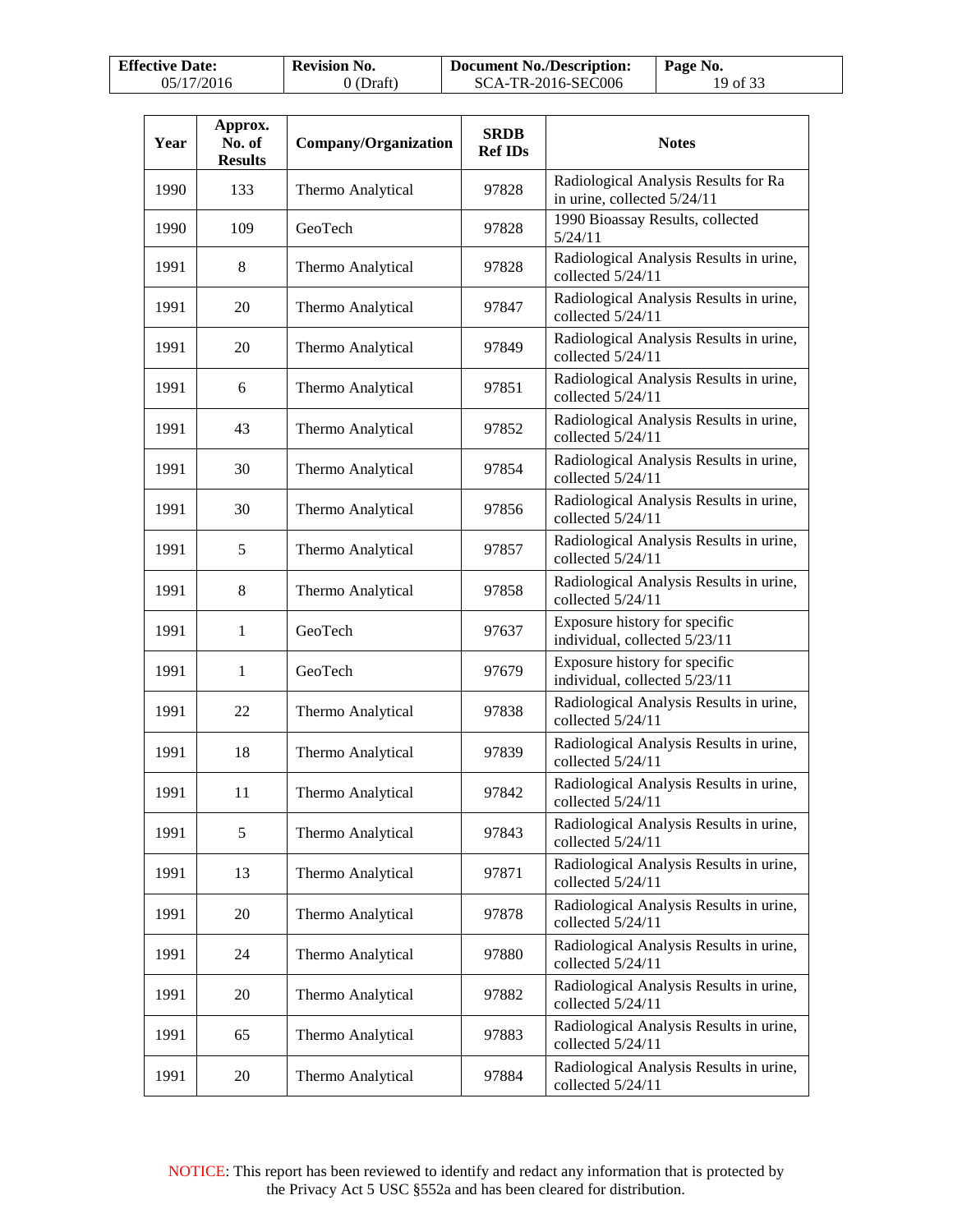| Year | Approx. No. of Results | Company/Organization | SRDB Ref IDs | Notes |
|---|---|---|---|---|
| 1990 | 133 | Thermo Analytical | 97828 | Radiological Analysis Results for Ra in urine, collected 5/24/11 |
| 1990 | 109 | GeoTech | 97828 | 1990 Bioassay Results, collected 5/24/11 |
| 1991 | 8 | Thermo Analytical | 97828 | Radiological Analysis Results in urine, collected 5/24/11 |
| 1991 | 20 | Thermo Analytical | 97847 | Radiological Analysis Results in urine, collected 5/24/11 |
| 1991 | 20 | Thermo Analytical | 97849 | Radiological Analysis Results in urine, collected 5/24/11 |
| 1991 | 6 | Thermo Analytical | 97851 | Radiological Analysis Results in urine, collected 5/24/11 |
| 1991 | 43 | Thermo Analytical | 97852 | Radiological Analysis Results in urine, collected 5/24/11 |
| 1991 | 30 | Thermo Analytical | 97854 | Radiological Analysis Results in urine, collected 5/24/11 |
| 1991 | 30 | Thermo Analytical | 97856 | Radiological Analysis Results in urine, collected 5/24/11 |
| 1991 | 5 | Thermo Analytical | 97857 | Radiological Analysis Results in urine, collected 5/24/11 |
| 1991 | 8 | Thermo Analytical | 97858 | Radiological Analysis Results in urine, collected 5/24/11 |
| 1991 | 1 | GeoTech | 97637 | Exposure history for specific individual, collected 5/23/11 |
| 1991 | 1 | GeoTech | 97679 | Exposure history for specific individual, collected 5/23/11 |
| 1991 | 22 | Thermo Analytical | 97838 | Radiological Analysis Results in urine, collected 5/24/11 |
| 1991 | 18 | Thermo Analytical | 97839 | Radiological Analysis Results in urine, collected 5/24/11 |
| 1991 | 11 | Thermo Analytical | 97842 | Radiological Analysis Results in urine, collected 5/24/11 |
| 1991 | 5 | Thermo Analytical | 97843 | Radiological Analysis Results in urine, collected 5/24/11 |
| 1991 | 13 | Thermo Analytical | 97871 | Radiological Analysis Results in urine, collected 5/24/11 |
| 1991 | 20 | Thermo Analytical | 97878 | Radiological Analysis Results in urine, collected 5/24/11 |
| 1991 | 24 | Thermo Analytical | 97880 | Radiological Analysis Results in urine, collected 5/24/11 |
| 1991 | 20 | Thermo Analytical | 97882 | Radiological Analysis Results in urine, collected 5/24/11 |
| 1991 | 65 | Thermo Analytical | 97883 | Radiological Analysis Results in urine, collected 5/24/11 |
| 1991 | 20 | Thermo Analytical | 97884 | Radiological Analysis Results in urine, collected 5/24/11 |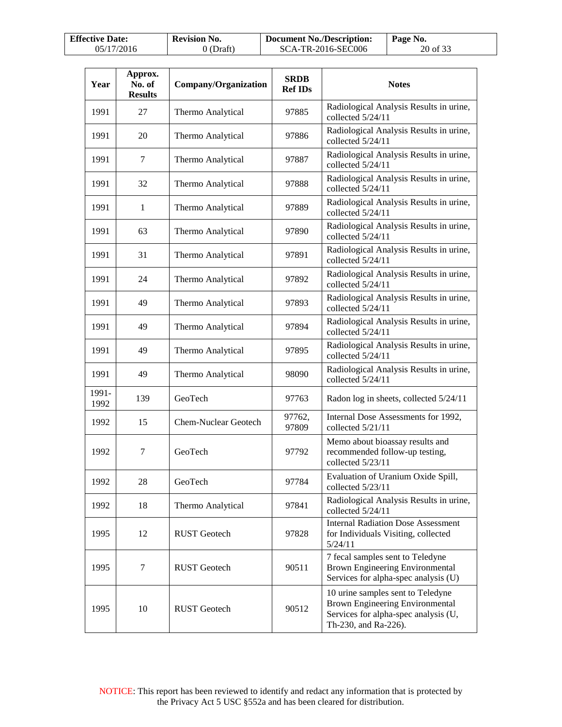| Year | Approx. No. of Results | Company/Organization | SRDB Ref IDs | Notes |
|---|---|---|---|---|
| 1991 | 27 | Thermo Analytical | 97885 | Radiological Analysis Results in urine, collected 5/24/11 |
| 1991 | 20 | Thermo Analytical | 97886 | Radiological Analysis Results in urine, collected 5/24/11 |
| 1991 | 7 | Thermo Analytical | 97887 | Radiological Analysis Results in urine, collected 5/24/11 |
| 1991 | 32 | Thermo Analytical | 97888 | Radiological Analysis Results in urine, collected 5/24/11 |
| 1991 | 1 | Thermo Analytical | 97889 | Radiological Analysis Results in urine, collected 5/24/11 |
| 1991 | 63 | Thermo Analytical | 97890 | Radiological Analysis Results in urine, collected 5/24/11 |
| 1991 | 31 | Thermo Analytical | 97891 | Radiological Analysis Results in urine, collected 5/24/11 |
| 1991 | 24 | Thermo Analytical | 97892 | Radiological Analysis Results in urine, collected 5/24/11 |
| 1991 | 49 | Thermo Analytical | 97893 | Radiological Analysis Results in urine, collected 5/24/11 |
| 1991 | 49 | Thermo Analytical | 97894 | Radiological Analysis Results in urine, collected 5/24/11 |
| 1991 | 49 | Thermo Analytical | 97895 | Radiological Analysis Results in urine, collected 5/24/11 |
| 1991 | 49 | Thermo Analytical | 98090 | Radiological Analysis Results in urine, collected 5/24/11 |
| 1991-1992 | 139 | GeoTech | 97763 | Radon log in sheets, collected 5/24/11 |
| 1992 | 15 | Chem-Nuclear Geotech | 97762, 97809 | Internal Dose Assessments for 1992, collected 5/21/11 |
| 1992 | 7 | GeoTech | 97792 | Memo about bioassay results and recommended follow-up testing, collected 5/23/11 |
| 1992 | 28 | GeoTech | 97784 | Evaluation of Uranium Oxide Spill, collected 5/23/11 |
| 1992 | 18 | Thermo Analytical | 97841 | Radiological Analysis Results in urine, collected 5/24/11 |
| 1995 | 12 | RUST Geotech | 97828 | Internal Radiation Dose Assessment for Individuals Visiting, collected 5/24/11 |
| 1995 | 7 | RUST Geotech | 90511 | 7 fecal samples sent to Teledyne Brown Engineering Environmental Services for alpha-spec analysis (U) |
| 1995 | 10 | RUST Geotech | 90512 | 10 urine samples sent to Teledyne Brown Engineering Environmental Services for alpha-spec analysis (U, Th-230, and Ra-226). |

NOTICE: This report has been reviewed to identify and redact any information that is protected by the Privacy Act 5 USC §552a and has been cleared for distribution.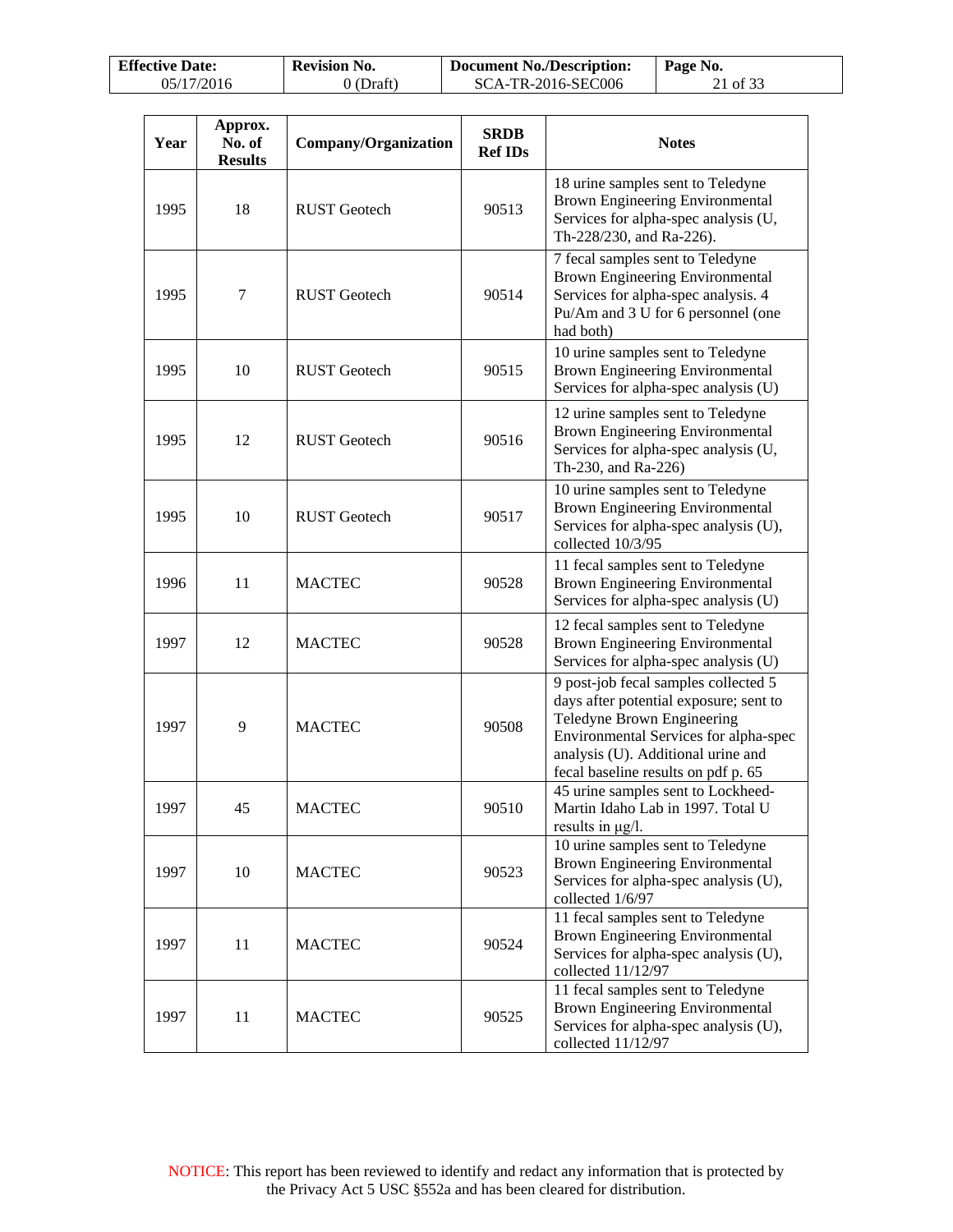| Year | Approx. No. of Results | Company/Organization | SRDB Ref IDs | Notes |
|---|---|---|---|---|
| 1995 | 18 | RUST Geotech | 90513 | 18 urine samples sent to Teledyne Brown Engineering Environmental Services for alpha-spec analysis (U, Th-228/230, and Ra-226). |
| 1995 | 7 | RUST Geotech | 90514 | 7 fecal samples sent to Teledyne Brown Engineering Environmental Services for alpha-spec analysis. 4 Pu/Am and 3 U for 6 personnel (one had both) |
| 1995 | 10 | RUST Geotech | 90515 | 10 urine samples sent to Teledyne Brown Engineering Environmental Services for alpha-spec analysis (U) |
| 1995 | 12 | RUST Geotech | 90516 | 12 urine samples sent to Teledyne Brown Engineering Environmental Services for alpha-spec analysis (U, Th-230, and Ra-226) |
| 1995 | 10 | RUST Geotech | 90517 | 10 urine samples sent to Teledyne Brown Engineering Environmental Services for alpha-spec analysis (U), collected 10/3/95 |
| 1996 | 11 | MACTEC | 90528 | 11 fecal samples sent to Teledyne Brown Engineering Environmental Services for alpha-spec analysis (U) |
| 1997 | 12 | MACTEC | 90528 | 12 fecal samples sent to Teledyne Brown Engineering Environmental Services for alpha-spec analysis (U) |
| 1997 | 9 | MACTEC | 90508 | 9 post-job fecal samples collected 5 days after potential exposure; sent to Teledyne Brown Engineering Environmental Services for alpha-spec analysis (U). Additional urine and fecal baseline results on pdf p. 65 |
| 1997 | 45 | MACTEC | 90510 | 45 urine samples sent to Lockheed-Martin Idaho Lab in 1997. Total U results in μg/l. |
| 1997 | 10 | MACTEC | 90523 | 10 urine samples sent to Teledyne Brown Engineering Environmental Services for alpha-spec analysis (U), collected 1/6/97 |
| 1997 | 11 | MACTEC | 90524 | 11 fecal samples sent to Teledyne Brown Engineering Environmental Services for alpha-spec analysis (U), collected 11/12/97 |
| 1997 | 11 | MACTEC | 90525 | 11 fecal samples sent to Teledyne Brown Engineering Environmental Services for alpha-spec analysis (U), collected 11/12/97 |

NOTICE: This report has been reviewed to identify and redact any information that is protected by the Privacy Act 5 USC §552a and has been cleared for distribution.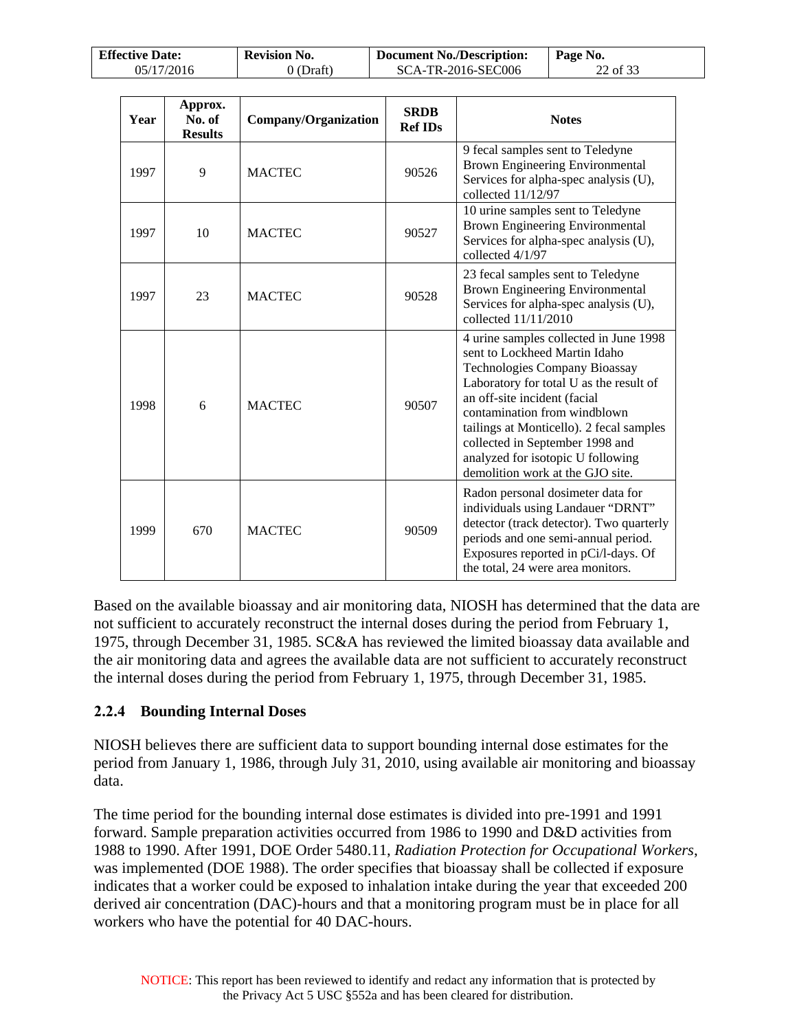| Year | Approx. No. of Results | Company/Organization | SRDB Ref IDs | Notes |
|---|---|---|---|---|
| 1997 | 9 | MACTEC | 90526 | 9 fecal samples sent to Teledyne Brown Engineering Environmental Services for alpha-spec analysis (U), collected 11/12/97 |
| 1997 | 10 | MACTEC | 90527 | 10 urine samples sent to Teledyne Brown Engineering Environmental Services for alpha-spec analysis (U), collected 4/1/97 |
| 1997 | 23 | MACTEC | 90528 | 23 fecal samples sent to Teledyne Brown Engineering Environmental Services for alpha-spec analysis (U), collected 11/11/2010 |
| 1998 | 6 | MACTEC | 90507 | 4 urine samples collected in June 1998 sent to Lockheed Martin Idaho Technologies Company Bioassay Laboratory for total U as the result of an off-site incident (facial contamination from windblown tailings at Monticello). 2 fecal samples collected in September 1998 and analyzed for isotopic U following demolition work at the GJO site. |
| 1999 | 670 | MACTEC | 90509 | Radon personal dosimeter data for individuals using Landauer "DRNT" detector (track detector). Two quarterly periods and one semi-annual period. Exposures reported in pCi/l-days. Of the total, 24 were area monitors. |

Based on the available bioassay and air monitoring data, NIOSH has determined that the data are not sufficient to accurately reconstruct the internal doses during the period from February 1, 1975, through December 31, 1985. SC&A has reviewed the limited bioassay data available and the air monitoring data and agrees the available data are not sufficient to accurately reconstruct the internal doses during the period from February 1, 1975, through December 31, 1985.

### 2.2.4 Bounding Internal Doses

NIOSH believes there are sufficient data to support bounding internal dose estimates for the period from January 1, 1986, through July 31, 2010, using available air monitoring and bioassay data.

The time period for the bounding internal dose estimates is divided into pre-1991 and 1991 forward. Sample preparation activities occurred from 1986 to 1990 and D&D activities from 1988 to 1990. After 1991, DOE Order 5480.11, *Radiation Protection for Occupational Workers*, was implemented (DOE 1988). The order specifies that bioassay shall be collected if exposure indicates that a worker could be exposed to inhalation intake during the year that exceeded 200 derived air concentration (DAC)-hours and that a monitoring program must be in place for all workers who have the potential for 40 DAC-hours.

NOTICE: This report has been reviewed to identify and redact any information that is protected by the Privacy Act 5 USC §552a and has been cleared for distribution.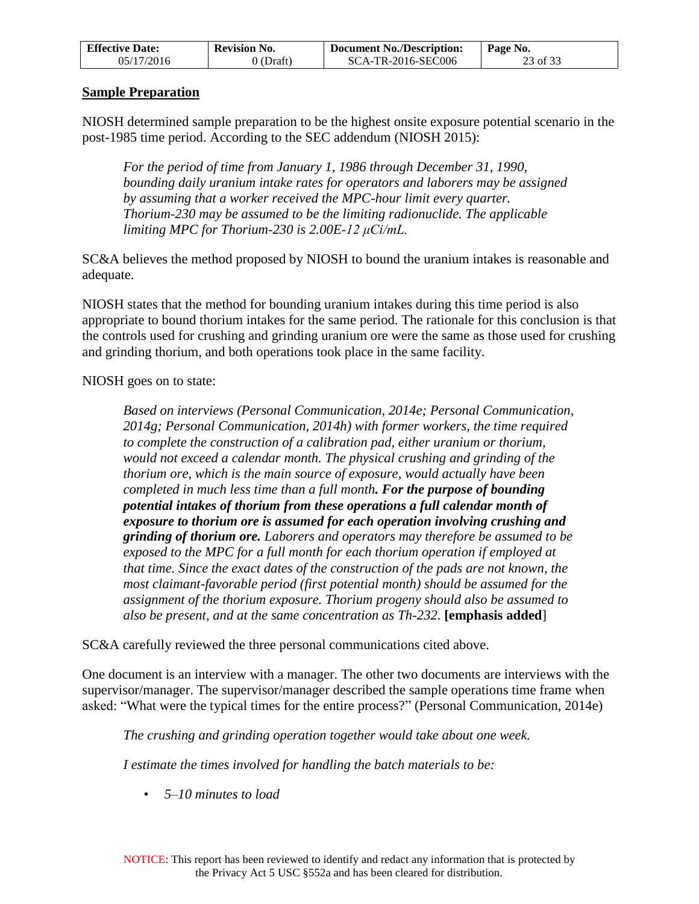**Sample Preparation**

NIOSH determined sample preparation to be the highest onsite exposure potential scenario in the post-1985 time period. According to the SEC addendum (NIOSH 2015):

> *For the period of time from January 1, 1986 through December 31, 1990, bounding daily uranium intake rates for operators and laborers may be assigned by assuming that a worker received the MPC-hour limit every quarter. Thorium-230 may be assumed to be the limiting radionuclide. The applicable limiting MPC for Thorium-230 is 2.00E-12 µCi/mL.*

SC&A believes the method proposed by NIOSH to bound the uranium intakes is reasonable and adequate.

NIOSH states that the method for bounding uranium intakes during this time period is also appropriate to bound thorium intakes for the same period. The rationale for this conclusion is that the controls used for crushing and grinding uranium ore were the same as those used for crushing and grinding thorium, and both operations took place in the same facility.

NIOSH goes on to state:

> *Based on interviews (Personal Communication, 2014e; Personal Communication, 2014g; Personal Communication, 2014h) with former workers, the time required to complete the construction of a calibration pad, either uranium or thorium, would not exceed a calendar month. The physical crushing and grinding of the thorium ore, which is the main source of exposure, would actually have been completed in much less time than a full month**. For the purpose of bounding potential intakes of thorium from these operations a full calendar month of exposure to thorium ore is assumed for each operation involving crushing and grinding of thorium ore.** Laborers and operators may therefore be assumed to be exposed to the MPC for a full month for each thorium operation if employed at that time. Since the exact dates of the construction of the pads are not known, the most claimant-favorable period (first potential month) should be assumed for the assignment of the thorium exposure. Thorium progeny should also be assumed to also be present, and at the same concentration as Th-232.* **[emphasis added**]

SC&A carefully reviewed the three personal communications cited above.

One document is an interview with a manager. The other two documents are interviews with the supervisor/manager. The supervisor/manager described the sample operations time frame when asked: "What were the typical times for the entire process?" (Personal Communication, 2014e)

> *The crushing and grinding operation together would take about one week.*
>
> *I estimate the times involved for handling the batch materials to be:*
>
> - *5–10 minutes to load*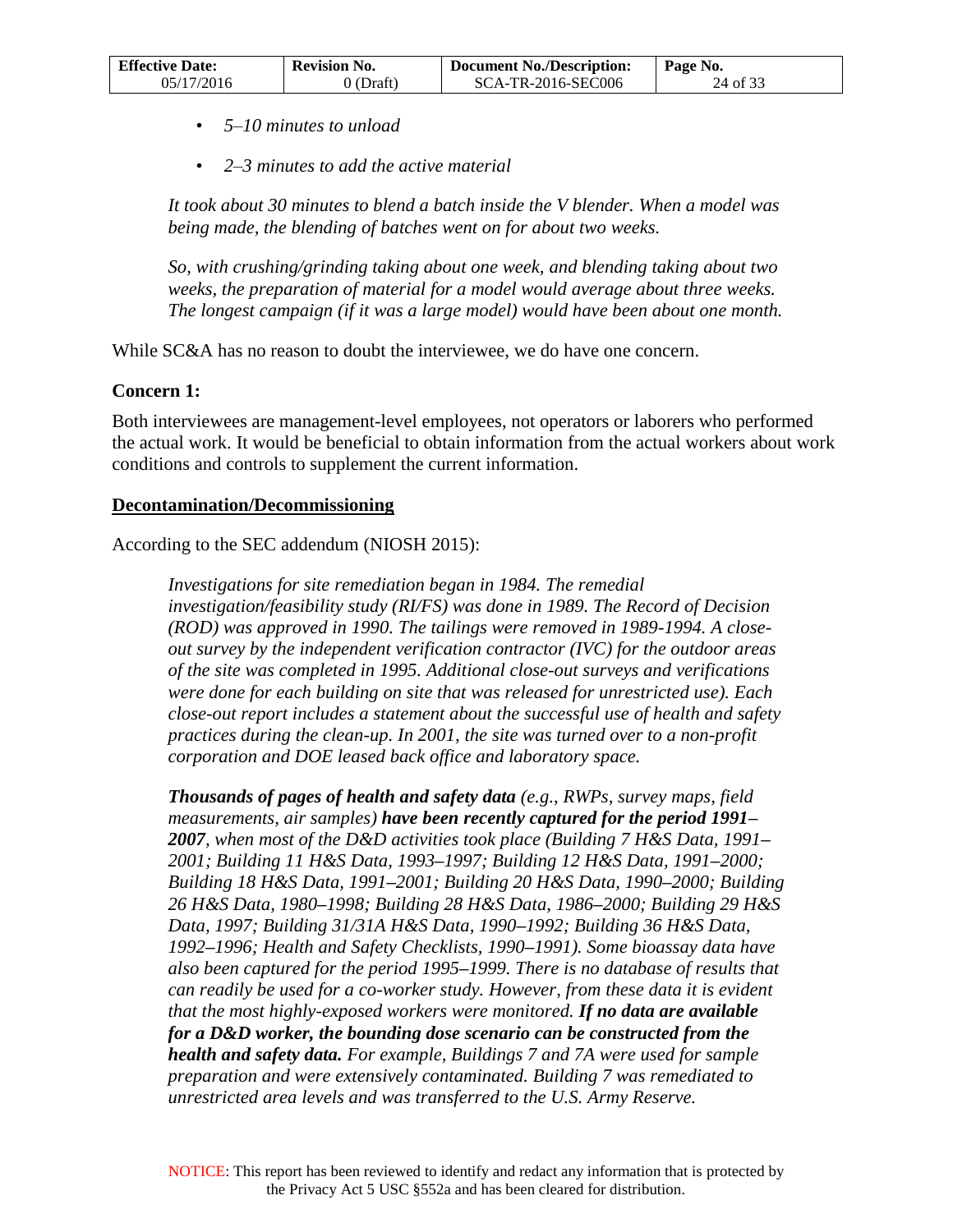- *5–10 minutes to unload*
- *2–3 minutes to add the active material*

> *It took about 30 minutes to blend a batch inside the V blender. When a model was being made, the blending of batches went on for about two weeks.*
>
> *So, with crushing/grinding taking about one week, and blending taking about two weeks, the preparation of material for a model would average about three weeks. The longest campaign (if it was a large model) would have been about one month.*

While SC&A has no reason to doubt the interviewee, we do have one concern.

**Concern 1:**

Both interviewees are management-level employees, not operators or laborers who performed the actual work. It would be beneficial to obtain information from the actual workers about work conditions and controls to supplement the current information.

**Decontamination/Decommissioning**

According to the SEC addendum (NIOSH 2015):

> *Investigations for site remediation began in 1984. The remedial investigation/feasibility study (RI/FS) was done in 1989. The Record of Decision (ROD) was approved in 1990. The tailings were removed in 1989-1994. A close-out survey by the independent verification contractor (IVC) for the outdoor areas of the site was completed in 1995. Additional close-out surveys and verifications were done for each building on site that was released for unrestricted use). Each close-out report includes a statement about the successful use of health and safety practices during the clean-up. In 2001, the site was turned over to a non-profit corporation and DOE leased back office and laboratory space.*
>
> ***Thousands of pages of health and safety data** (e.g., RWPs, survey maps, field measurements, air samples) **have been recently captured for the period 1991–2007**, when most of the D&D activities took place (Building 7 H&S Data, 1991–2001; Building 11 H&S Data, 1993–1997; Building 12 H&S Data, 1991–2000; Building 18 H&S Data, 1991–2001; Building 20 H&S Data, 1990–2000; Building 26 H&S Data, 1980–1998; Building 28 H&S Data, 1986–2000; Building 29 H&S Data, 1997; Building 31/31A H&S Data, 1990–1992; Building 36 H&S Data, 1992–1996; Health and Safety Checklists, 1990–1991). Some bioassay data have also been captured for the period 1995–1999. There is no database of results that can readily be used for a co-worker study. However, from these data it is evident that the most highly-exposed workers were monitored. **If no data are available for a D&D worker, the bounding dose scenario can be constructed from the health and safety data.** For example, Buildings 7 and 7A were used for sample preparation and were extensively contaminated. Building 7 was remediated to unrestricted area levels and was transferred to the U.S. Army Reserve.*

NOTICE: This report has been reviewed to identify and redact any information that is protected by the Privacy Act 5 USC §552a and has been cleared for distribution.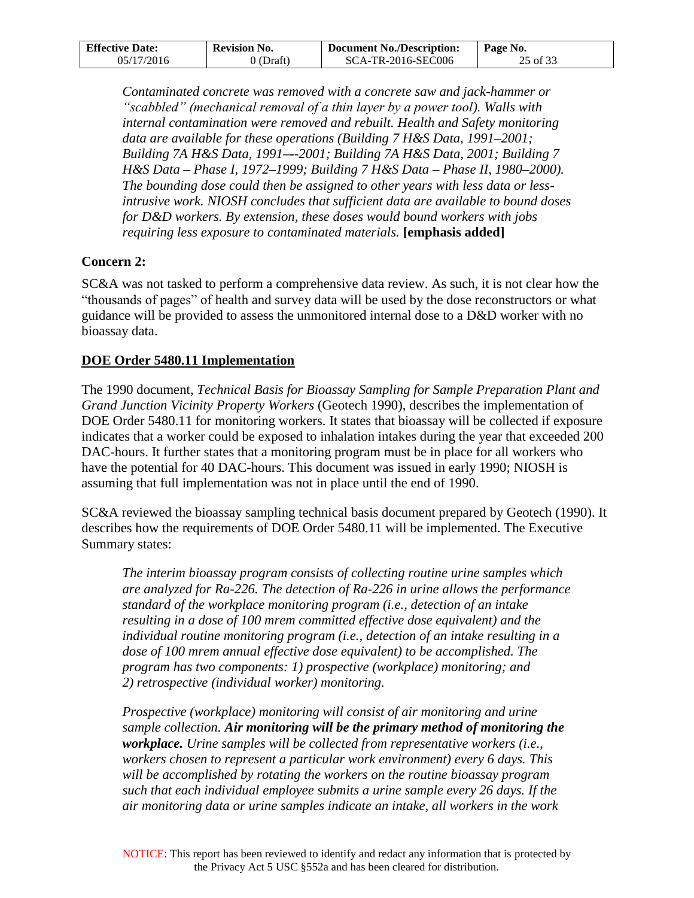*Contaminated concrete was removed with a concrete saw and jack-hammer or "scabbled" (mechanical removal of a thin layer by a power tool). Walls with internal contamination were removed and rebuilt. Health and Safety monitoring data are available for these operations (Building 7 H&S Data, 1991–2001; Building 7A H&S Data, 1991–--2001; Building 7A H&S Data, 2001; Building 7 H&S Data – Phase I, 1972–1999; Building 7 H&S Data – Phase II, 1980–2000). The bounding dose could then be assigned to other years with less data or less-intrusive work. NIOSH concludes that sufficient data are available to bound doses for D&D workers. By extension, these doses would bound workers with jobs requiring less exposure to contaminated materials.* **[emphasis added]**

**Concern 2:**

SC&A was not tasked to perform a comprehensive data review. As such, it is not clear how the "thousands of pages" of health and survey data will be used by the dose reconstructors or what guidance will be provided to assess the unmonitored internal dose to a D&D worker with no bioassay data.

**DOE Order 5480.11 Implementation**

The 1990 document, *Technical Basis for Bioassay Sampling for Sample Preparation Plant and Grand Junction Vicinity Property Workers* (Geotech 1990), describes the implementation of DOE Order 5480.11 for monitoring workers. It states that bioassay will be collected if exposure indicates that a worker could be exposed to inhalation intakes during the year that exceeded 200 DAC-hours. It further states that a monitoring program must be in place for all workers who have the potential for 40 DAC-hours. This document was issued in early 1990; NIOSH is assuming that full implementation was not in place until the end of 1990.

SC&A reviewed the bioassay sampling technical basis document prepared by Geotech (1990). It describes how the requirements of DOE Order 5480.11 will be implemented. The Executive Summary states:

*The interim bioassay program consists of collecting routine urine samples which are analyzed for Ra-226. The detection of Ra-226 in urine allows the performance standard of the workplace monitoring program (i.e., detection of an intake resulting in a dose of 100 mrem committed effective dose equivalent) and the individual routine monitoring program (i.e., detection of an intake resulting in a dose of 100 mrem annual effective dose equivalent) to be accomplished. The program has two components: 1) prospective (workplace) monitoring; and 2) retrospective (individual worker) monitoring.*

*Prospective (workplace) monitoring will consist of air monitoring and urine sample collection.* ***Air monitoring will be the primary method of monitoring the workplace.*** *Urine samples will be collected from representative workers (i.e., workers chosen to represent a particular work environment) every 6 days. This will be accomplished by rotating the workers on the routine bioassay program such that each individual employee submits a urine sample every 26 days. If the air monitoring data or urine samples indicate an intake, all workers in the work*

NOTICE: This report has been reviewed to identify and redact any information that is protected by the Privacy Act 5 USC §552a and has been cleared for distribution.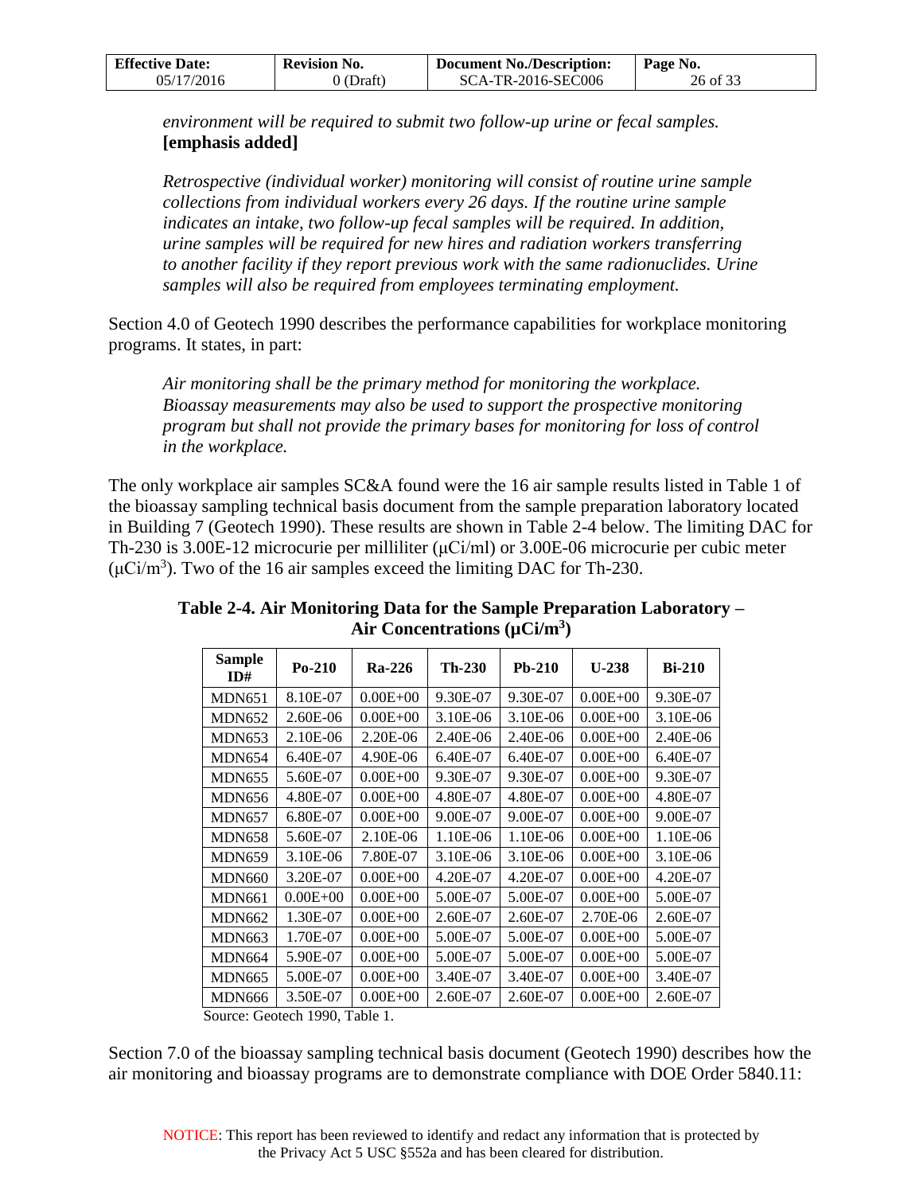*environment will be required to submit two follow-up urine or fecal samples.* **[emphasis added]**

> *Retrospective (individual worker) monitoring will consist of routine urine sample collections from individual workers every 26 days. If the routine urine sample indicates an intake, two follow-up fecal samples will be required. In addition, urine samples will be required for new hires and radiation workers transferring to another facility if they report previous work with the same radionuclides. Urine samples will also be required from employees terminating employment.*

Section 4.0 of Geotech 1990 describes the performance capabilities for workplace monitoring programs. It states, in part:

> *Air monitoring shall be the primary method for monitoring the workplace. Bioassay measurements may also be used to support the prospective monitoring program but shall not provide the primary bases for monitoring for loss of control in the workplace.*

The only workplace air samples SC&A found were the 16 air sample results listed in Table 1 of the bioassay sampling technical basis document from the sample preparation laboratory located in Building 7 (Geotech 1990). These results are shown in Table 2-4 below. The limiting DAC for Th-230 is 3.00E-12 microcurie per milliliter (μCi/ml) or 3.00E-06 microcurie per cubic meter (μCi/m$^3$). Two of the 16 air samples exceed the limiting DAC for Th-230.

**Table 2-4. Air Monitoring Data for the Sample Preparation Laboratory – Air Concentrations (μCi/m$^3$)**

| Sample ID# | Po-210 | Ra-226 | Th-230 | Pb-210 | U-238 | Bi-210 |
|---|---|---|---|---|---|---|
| MDN651 | 8.10E-07 | 0.00E+00 | 9.30E-07 | 9.30E-07 | 0.00E+00 | 9.30E-07 |
| MDN652 | 2.60E-06 | 0.00E+00 | 3.10E-06 | 3.10E-06 | 0.00E+00 | 3.10E-06 |
| MDN653 | 2.10E-06 | 2.20E-06 | 2.40E-06 | 2.40E-06 | 0.00E+00 | 2.40E-06 |
| MDN654 | 6.40E-07 | 4.90E-06 | 6.40E-07 | 6.40E-07 | 0.00E+00 | 6.40E-07 |
| MDN655 | 5.60E-07 | 0.00E+00 | 9.30E-07 | 9.30E-07 | 0.00E+00 | 9.30E-07 |
| MDN656 | 4.80E-07 | 0.00E+00 | 4.80E-07 | 4.80E-07 | 0.00E+00 | 4.80E-07 |
| MDN657 | 6.80E-07 | 0.00E+00 | 9.00E-07 | 9.00E-07 | 0.00E+00 | 9.00E-07 |
| MDN658 | 5.60E-07 | 2.10E-06 | 1.10E-06 | 1.10E-06 | 0.00E+00 | 1.10E-06 |
| MDN659 | 3.10E-06 | 7.80E-07 | 3.10E-06 | 3.10E-06 | 0.00E+00 | 3.10E-06 |
| MDN660 | 3.20E-07 | 0.00E+00 | 4.20E-07 | 4.20E-07 | 0.00E+00 | 4.20E-07 |
| MDN661 | 0.00E+00 | 0.00E+00 | 5.00E-07 | 5.00E-07 | 0.00E+00 | 5.00E-07 |
| MDN662 | 1.30E-07 | 0.00E+00 | 2.60E-07 | 2.60E-07 | 2.70E-06 | 2.60E-07 |
| MDN663 | 1.70E-07 | 0.00E+00 | 5.00E-07 | 5.00E-07 | 0.00E+00 | 5.00E-07 |
| MDN664 | 5.90E-07 | 0.00E+00 | 5.00E-07 | 5.00E-07 | 0.00E+00 | 5.00E-07 |
| MDN665 | 5.00E-07 | 0.00E+00 | 3.40E-07 | 3.40E-07 | 0.00E+00 | 3.40E-07 |
| MDN666 | 3.50E-07 | 0.00E+00 | 2.60E-07 | 2.60E-07 | 0.00E+00 | 2.60E-07 |

Source: Geotech 1990, Table 1.

Section 7.0 of the bioassay sampling technical basis document (Geotech 1990) describes how the air monitoring and bioassay programs are to demonstrate compliance with DOE Order 5840.11:

NOTICE: This report has been reviewed to identify and redact any information that is protected by the Privacy Act 5 USC §552a and has been cleared for distribution.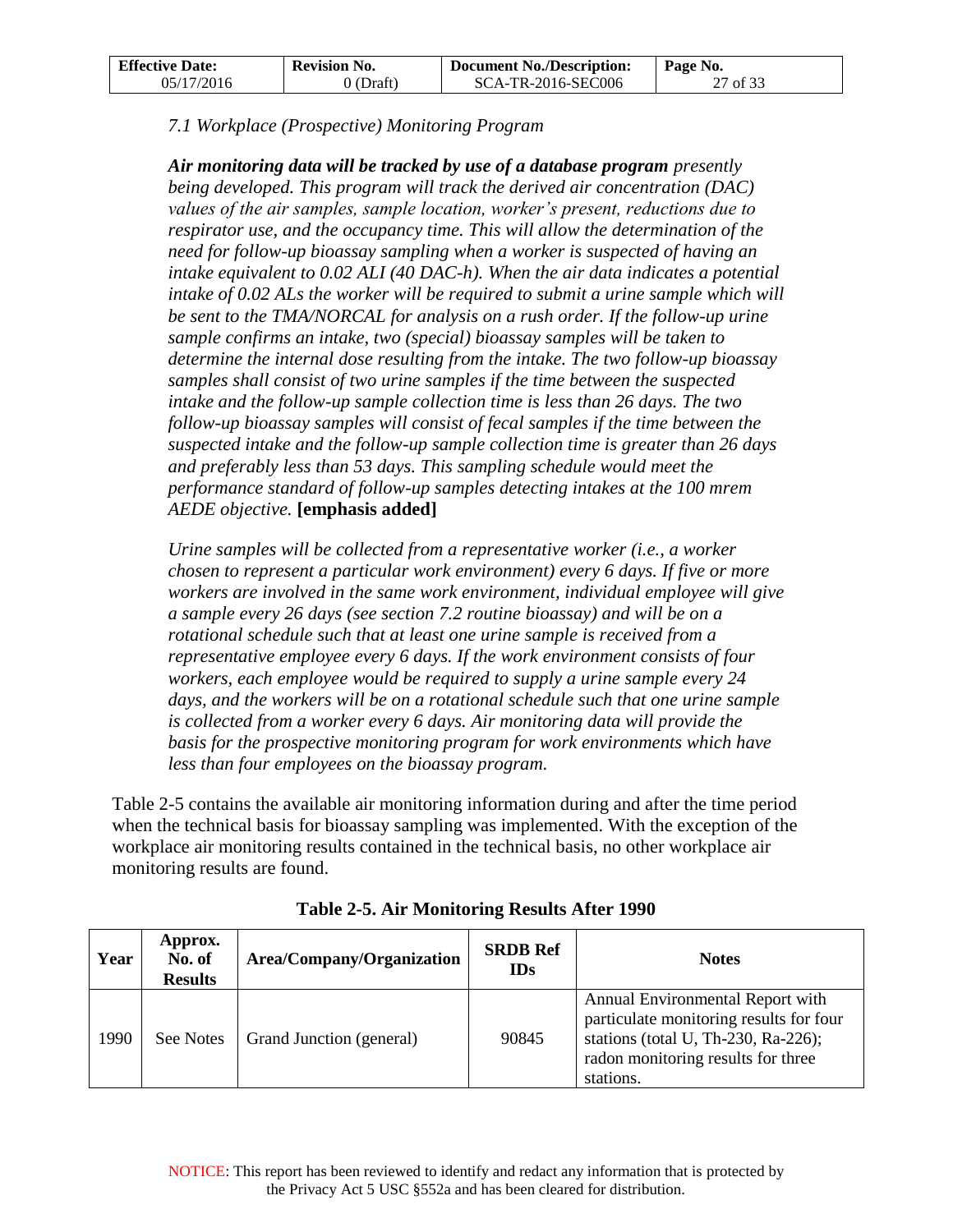*7.1 Workplace (Prospective) Monitoring Program*

***Air monitoring data will be tracked by use of a database program*** *presently being developed. This program will track the derived air concentration (DAC) values of the air samples, sample location, worker's present, reductions due to respirator use, and the occupancy time. This will allow the determination of the need for follow-up bioassay sampling when a worker is suspected of having an intake equivalent to 0.02 ALI (40 DAC-h). When the air data indicates a potential intake of 0.02 ALs the worker will be required to submit a urine sample which will be sent to the TMA/NORCAL for analysis on a rush order. If the follow-up urine sample confirms an intake, two (special) bioassay samples will be taken to determine the internal dose resulting from the intake. The two follow-up bioassay samples shall consist of two urine samples if the time between the suspected intake and the follow-up sample collection time is less than 26 days. The two follow-up bioassay samples will consist of fecal samples if the time between the suspected intake and the follow-up sample collection time is greater than 26 days and preferably less than 53 days. This sampling schedule would meet the performance standard of follow-up samples detecting intakes at the 100 mrem AEDE objective.* **[emphasis added]**

*Urine samples will be collected from a representative worker (i.e., a worker chosen to represent a particular work environment) every 6 days. If five or more workers are involved in the same work environment, individual employee will give a sample every 26 days (see section 7.2 routine bioassay) and will be on a rotational schedule such that at least one urine sample is received from a representative employee every 6 days. If the work environment consists of four workers, each employee would be required to supply a urine sample every 24 days, and the workers will be on a rotational schedule such that one urine sample is collected from a worker every 6 days. Air monitoring data will provide the basis for the prospective monitoring program for work environments which have less than four employees on the bioassay program.*

Table 2-5 contains the available air monitoring information during and after the time period when the technical basis for bioassay sampling was implemented. With the exception of the workplace air monitoring results contained in the technical basis, no other workplace air monitoring results are found.

**Table 2-5. Air Monitoring Results After 1990**

| Year | Approx. No. of Results | Area/Company/Organization | SRDB Ref IDs | Notes |
|---|---|---|---|---|
| 1990 | See Notes | Grand Junction (general) | 90845 | Annual Environmental Report with particulate monitoring results for four stations (total U, Th-230, Ra-226); radon monitoring results for three stations. |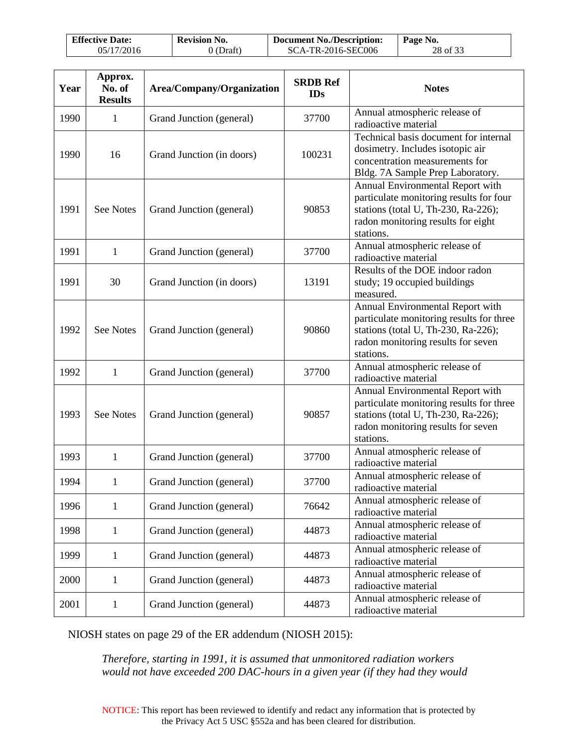| Year | Approx. No. of Results | Area/Company/Organization | SRDB Ref IDs | Notes |
|---|---|---|---|---|
| 1990 | 1 | Grand Junction (general) | 37700 | Annual atmospheric release of radioactive material |
| 1990 | 16 | Grand Junction (in doors) | 100231 | Technical basis document for internal dosimetry. Includes isotopic air concentration measurements for Bldg. 7A Sample Prep Laboratory. |
| 1991 | See Notes | Grand Junction (general) | 90853 | Annual Environmental Report with particulate monitoring results for four stations (total U, Th-230, Ra-226); radon monitoring results for eight stations. |
| 1991 | 1 | Grand Junction (general) | 37700 | Annual atmospheric release of radioactive material |
| 1991 | 30 | Grand Junction (in doors) | 13191 | Results of the DOE indoor radon study; 19 occupied buildings measured. |
| 1992 | See Notes | Grand Junction (general) | 90860 | Annual Environmental Report with particulate monitoring results for three stations (total U, Th-230, Ra-226); radon monitoring results for seven stations. |
| 1992 | 1 | Grand Junction (general) | 37700 | Annual atmospheric release of radioactive material |
| 1993 | See Notes | Grand Junction (general) | 90857 | Annual Environmental Report with particulate monitoring results for three stations (total U, Th-230, Ra-226); radon monitoring results for seven stations. |
| 1993 | 1 | Grand Junction (general) | 37700 | Annual atmospheric release of radioactive material |
| 1994 | 1 | Grand Junction (general) | 37700 | Annual atmospheric release of radioactive material |
| 1996 | 1 | Grand Junction (general) | 76642 | Annual atmospheric release of radioactive material |
| 1998 | 1 | Grand Junction (general) | 44873 | Annual atmospheric release of radioactive material |
| 1999 | 1 | Grand Junction (general) | 44873 | Annual atmospheric release of radioactive material |
| 2000 | 1 | Grand Junction (general) | 44873 | Annual atmospheric release of radioactive material |
| 2001 | 1 | Grand Junction (general) | 44873 | Annual atmospheric release of radioactive material |

NIOSH states on page 29 of the ER addendum (NIOSH 2015):

> *Therefore, starting in 1991, it is assumed that unmonitored radiation workers would not have exceeded 200 DAC-hours in a given year (if they had they would*

NOTICE: This report has been reviewed to identify and redact any information that is protected by the Privacy Act 5 USC §552a and has been cleared for distribution.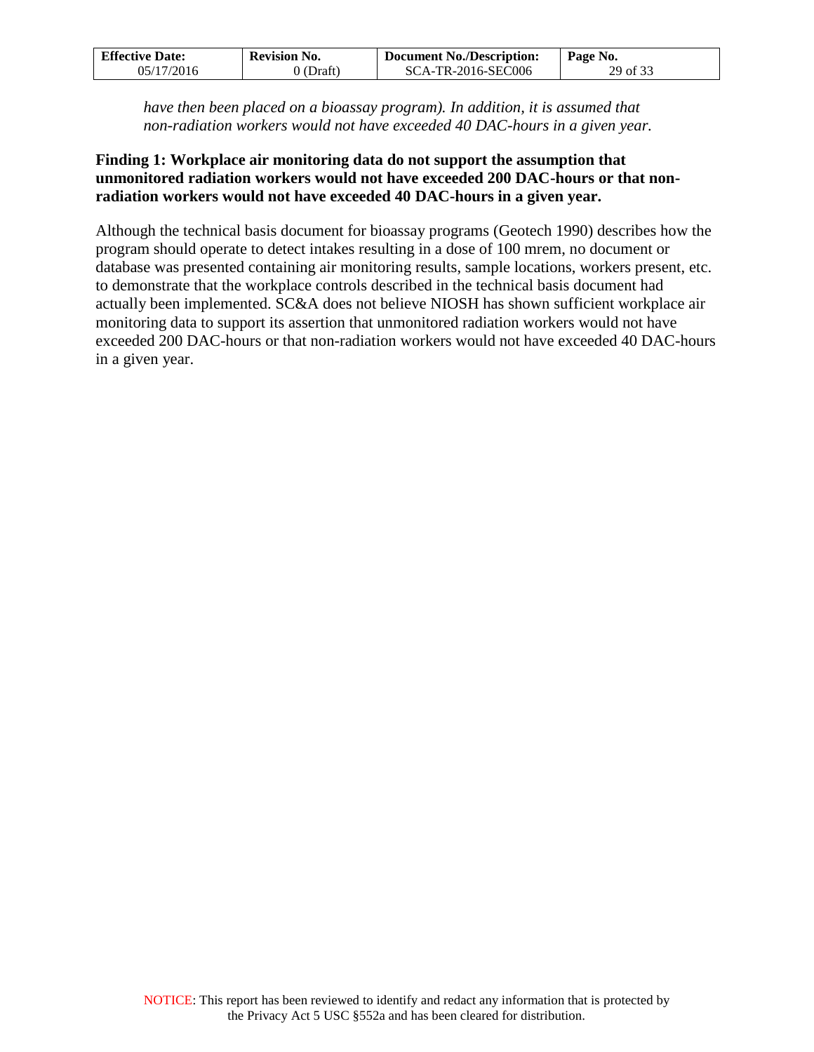*have then been placed on a bioassay program). In addition, it is assumed that non-radiation workers would not have exceeded 40 DAC-hours in a given year.*

**Finding 1: Workplace air monitoring data do not support the assumption that unmonitored radiation workers would not have exceeded 200 DAC-hours or that non-radiation workers would not have exceeded 40 DAC-hours in a given year.**

Although the technical basis document for bioassay programs (Geotech 1990) describes how the program should operate to detect intakes resulting in a dose of 100 mrem, no document or database was presented containing air monitoring results, sample locations, workers present, etc. to demonstrate that the workplace controls described in the technical basis document had actually been implemented. SC&A does not believe NIOSH has shown sufficient workplace air monitoring data to support its assertion that unmonitored radiation workers would not have exceeded 200 DAC-hours or that non-radiation workers would not have exceeded 40 DAC-hours in a given year.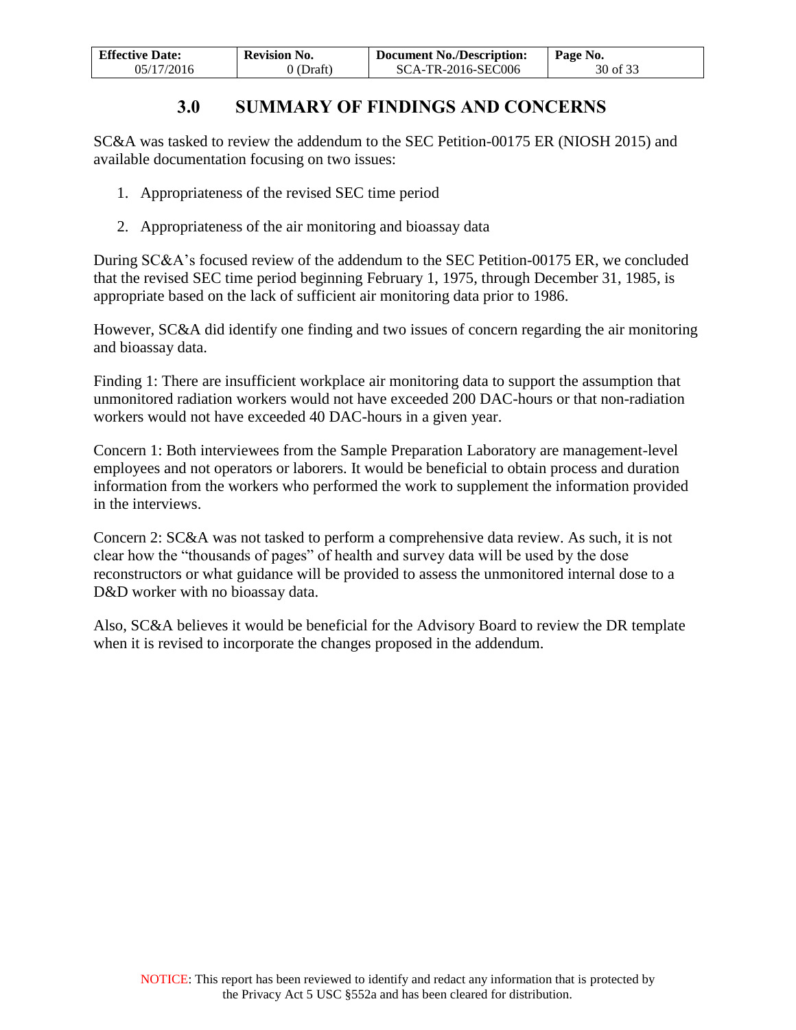## 3.0 SUMMARY OF FINDINGS AND CONCERNS

SC&A was tasked to review the addendum to the SEC Petition-00175 ER (NIOSH 2015) and available documentation focusing on two issues:

1. Appropriateness of the revised SEC time period
2. Appropriateness of the air monitoring and bioassay data

During SC&A's focused review of the addendum to the SEC Petition-00175 ER, we concluded that the revised SEC time period beginning February 1, 1975, through December 31, 1985, is appropriate based on the lack of sufficient air monitoring data prior to 1986.

However, SC&A did identify one finding and two issues of concern regarding the air monitoring and bioassay data.

Finding 1: There are insufficient workplace air monitoring data to support the assumption that unmonitored radiation workers would not have exceeded 200 DAC-hours or that non-radiation workers would not have exceeded 40 DAC-hours in a given year.

Concern 1: Both interviewees from the Sample Preparation Laboratory are management-level employees and not operators or laborers. It would be beneficial to obtain process and duration information from the workers who performed the work to supplement the information provided in the interviews.

Concern 2: SC&A was not tasked to perform a comprehensive data review. As such, it is not clear how the "thousands of pages" of health and survey data will be used by the dose reconstructors or what guidance will be provided to assess the unmonitored internal dose to a D&D worker with no bioassay data.

Also, SC&A believes it would be beneficial for the Advisory Board to review the DR template when it is revised to incorporate the changes proposed in the addendum.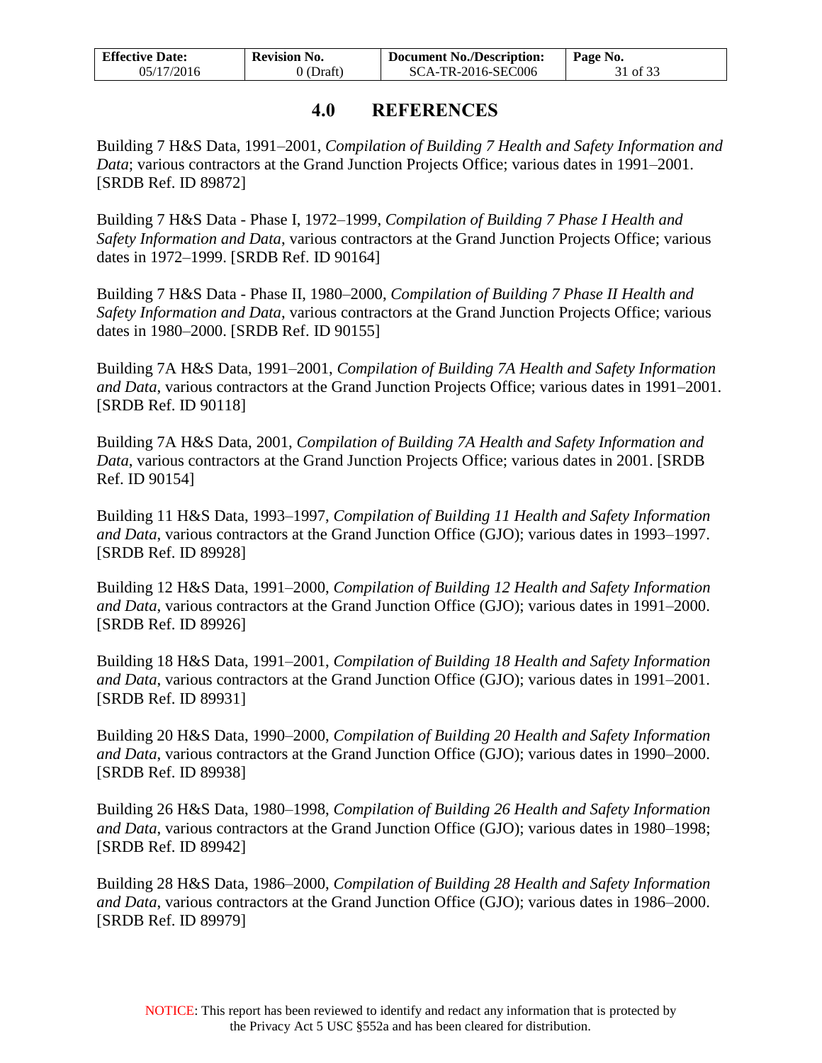# 4.0 REFERENCES

Building 7 H&S Data, 1991–2001, *Compilation of Building 7 Health and Safety Information and Data*; various contractors at the Grand Junction Projects Office; various dates in 1991–2001. [SRDB Ref. ID 89872]

Building 7 H&S Data - Phase I, 1972–1999, *Compilation of Building 7 Phase I Health and Safety Information and Data*, various contractors at the Grand Junction Projects Office; various dates in 1972–1999. [SRDB Ref. ID 90164]

Building 7 H&S Data - Phase II, 1980–2000, *Compilation of Building 7 Phase II Health and Safety Information and Data*, various contractors at the Grand Junction Projects Office; various dates in 1980–2000. [SRDB Ref. ID 90155]

Building 7A H&S Data, 1991–2001, *Compilation of Building 7A Health and Safety Information and Data*, various contractors at the Grand Junction Projects Office; various dates in 1991–2001. [SRDB Ref. ID 90118]

Building 7A H&S Data, 2001, *Compilation of Building 7A Health and Safety Information and Data*, various contractors at the Grand Junction Projects Office; various dates in 2001. [SRDB Ref. ID 90154]

Building 11 H&S Data, 1993–1997, *Compilation of Building 11 Health and Safety Information and Data*, various contractors at the Grand Junction Office (GJO); various dates in 1993–1997. [SRDB Ref. ID 89928]

Building 12 H&S Data, 1991–2000, *Compilation of Building 12 Health and Safety Information and Data*, various contractors at the Grand Junction Office (GJO); various dates in 1991–2000. [SRDB Ref. ID 89926]

Building 18 H&S Data, 1991–2001, *Compilation of Building 18 Health and Safety Information and Data*, various contractors at the Grand Junction Office (GJO); various dates in 1991–2001. [SRDB Ref. ID 89931]

Building 20 H&S Data, 1990–2000, *Compilation of Building 20 Health and Safety Information and Data*, various contractors at the Grand Junction Office (GJO); various dates in 1990–2000. [SRDB Ref. ID 89938]

Building 26 H&S Data, 1980–1998, *Compilation of Building 26 Health and Safety Information and Data*, various contractors at the Grand Junction Office (GJO); various dates in 1980–1998; [SRDB Ref. ID 89942]

Building 28 H&S Data, 1986–2000, *Compilation of Building 28 Health and Safety Information and Data*, various contractors at the Grand Junction Office (GJO); various dates in 1986–2000. [SRDB Ref. ID 89979]

NOTICE: This report has been reviewed to identify and redact any information that is protected by the Privacy Act 5 USC §552a and has been cleared for distribution.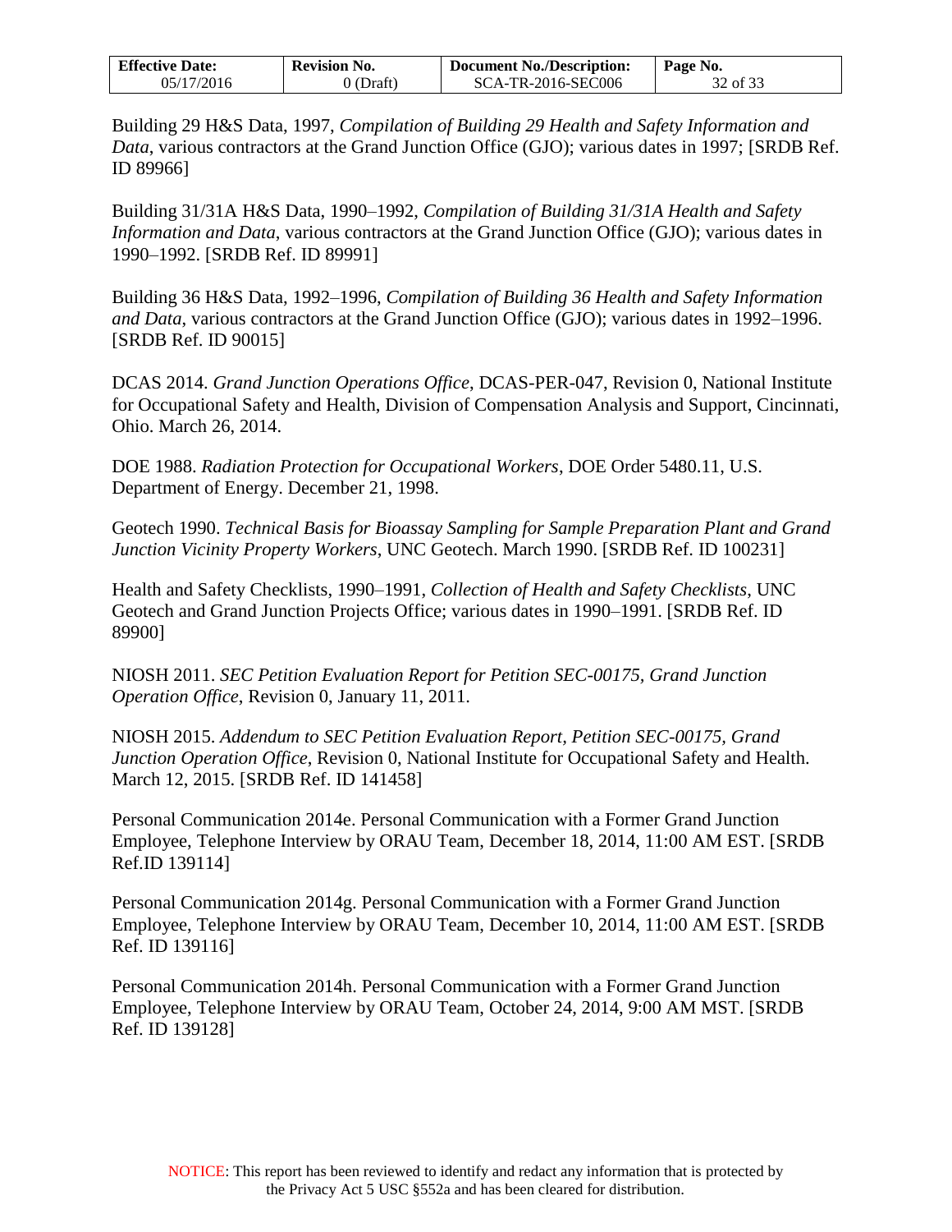Building 29 H&S Data, 1997, *Compilation of Building 29 Health and Safety Information and Data*, various contractors at the Grand Junction Office (GJO); various dates in 1997; [SRDB Ref. ID 89966]

Building 31/31A H&S Data, 1990–1992, *Compilation of Building 31/31A Health and Safety Information and Data*, various contractors at the Grand Junction Office (GJO); various dates in 1990–1992. [SRDB Ref. ID 89991]

Building 36 H&S Data, 1992–1996, *Compilation of Building 36 Health and Safety Information and Data*, various contractors at the Grand Junction Office (GJO); various dates in 1992–1996. [SRDB Ref. ID 90015]

DCAS 2014. *Grand Junction Operations Office*, DCAS-PER-047, Revision 0, National Institute for Occupational Safety and Health, Division of Compensation Analysis and Support, Cincinnati, Ohio. March 26, 2014.

DOE 1988. *Radiation Protection for Occupational Workers*, DOE Order 5480.11, U.S. Department of Energy. December 21, 1998.

Geotech 1990. *Technical Basis for Bioassay Sampling for Sample Preparation Plant and Grand Junction Vicinity Property Workers*, UNC Geotech. March 1990. [SRDB Ref. ID 100231]

Health and Safety Checklists, 1990–1991, *Collection of Health and Safety Checklists*, UNC Geotech and Grand Junction Projects Office; various dates in 1990–1991. [SRDB Ref. ID 89900]

NIOSH 2011. *SEC Petition Evaluation Report for Petition SEC-00175, Grand Junction Operation Office*, Revision 0, January 11, 2011.

NIOSH 2015. *Addendum to SEC Petition Evaluation Report, Petition SEC-00175, Grand Junction Operation Office*, Revision 0, National Institute for Occupational Safety and Health. March 12, 2015. [SRDB Ref. ID 141458]

Personal Communication 2014e. Personal Communication with a Former Grand Junction Employee, Telephone Interview by ORAU Team, December 18, 2014, 11:00 AM EST. [SRDB Ref.ID 139114]

Personal Communication 2014g. Personal Communication with a Former Grand Junction Employee, Telephone Interview by ORAU Team, December 10, 2014, 11:00 AM EST. [SRDB Ref. ID 139116]

Personal Communication 2014h. Personal Communication with a Former Grand Junction Employee, Telephone Interview by ORAU Team, October 24, 2014, 9:00 AM MST. [SRDB Ref. ID 139128]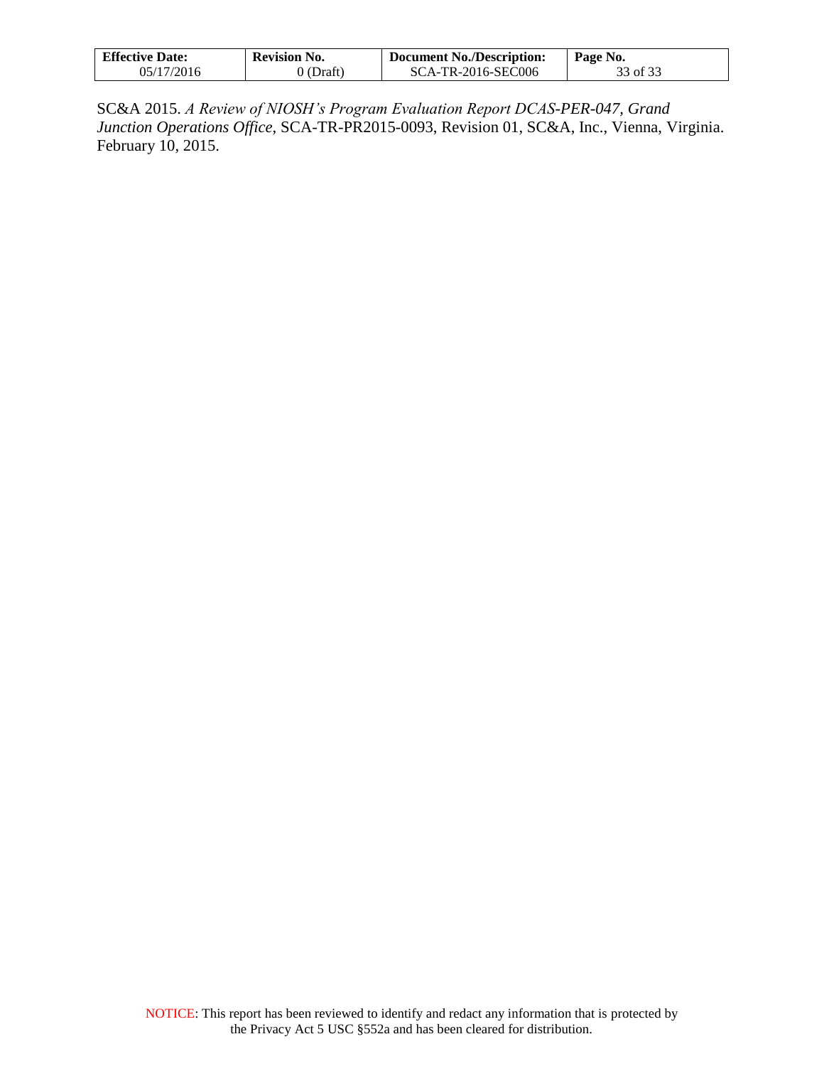SC&A 2015. *A Review of NIOSH's Program Evaluation Report DCAS-PER-047, Grand Junction Operations Office*, SCA-TR-PR2015-0093, Revision 01, SC&A, Inc., Vienna, Virginia. February 10, 2015.

NOTICE: This report has been reviewed to identify and redact any information that is protected by the Privacy Act 5 USC §552a and has been cleared for distribution.